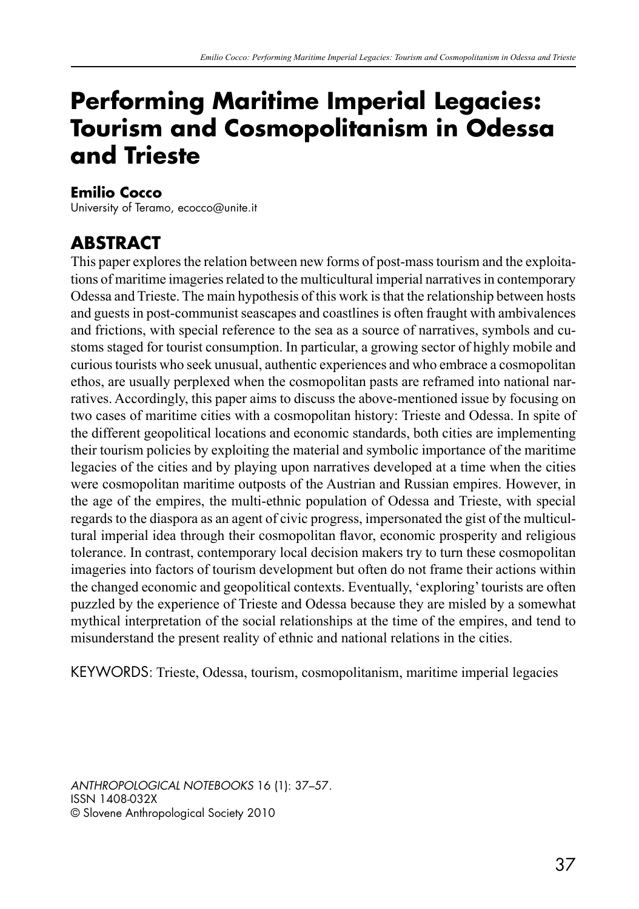# Performing Maritime Imperial Legacies: Tourism and Cosmopolitanism in Odessa and Trieste

**Emilio Cocco**

University of Teramo, ecocco@unite.it

## ABSTRACT

This paper explores the relation between new forms of post-mass tourism and the exploitations of maritime imageries related to the multicultural imperial narratives in contemporary Odessa and Trieste. The main hypothesis of this work is that the relationship between hosts and guests in post-communist seascapes and coastlines is often fraught with ambivalences and frictions, with special reference to the sea as a source of narratives, symbols and customs staged for tourist consumption. In particular, a growing sector of highly mobile and curious tourists who seek unusual, authentic experiences and who embrace a cosmopolitan ethos, are usually perplexed when the cosmopolitan pasts are reframed into national narratives. Accordingly, this paper aims to discuss the above-mentioned issue by focusing on two cases of maritime cities with a cosmopolitan history: Trieste and Odessa. In spite of the different geopolitical locations and economic standards, both cities are implementing their tourism policies by exploiting the material and symbolic importance of the maritime legacies of the cities and by playing upon narratives developed at a time when the cities were cosmopolitan maritime outposts of the Austrian and Russian empires. However, in the age of the empires, the multi-ethnic population of Odessa and Trieste, with special regards to the diaspora as an agent of civic progress, impersonated the gist of the multicultural imperial idea through their cosmopolitan flavor, economic prosperity and religious tolerance. In contrast, contemporary local decision makers try to turn these cosmopolitan imageries into factors of tourism development but often do not frame their actions within the changed economic and geopolitical contexts. Eventually, 'exploring' tourists are often puzzled by the experience of Trieste and Odessa because they are misled by a somewhat mythical interpretation of the social relationships at the time of the empires, and tend to misunderstand the present reality of ethnic and national relations in the cities.

KEYWORDS: Trieste, Odessa, tourism, cosmopolitanism, maritime imperial legacies

*ANTHROPOLOGICAL NOTEBOOKS* 16 (1): 37–57.
ISSN 1408-032X
© Slovene Anthropological Society 2010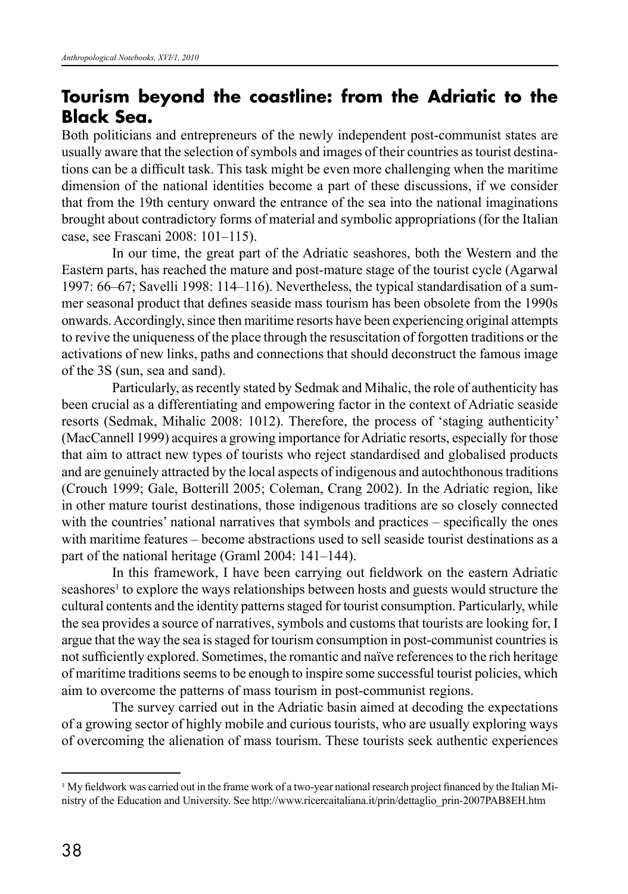## Tourism beyond the coastline: from the Adriatic to the Black Sea.

Both politicians and entrepreneurs of the newly independent post-communist states are usually aware that the selection of symbols and images of their countries as tourist destinations can be a difficult task. This task might be even more challenging when the maritime dimension of the national identities become a part of these discussions, if we consider that from the 19th century onward the entrance of the sea into the national imaginations brought about contradictory forms of material and symbolic appropriations (for the Italian case, see Frascani 2008: 101–115).

In our time, the great part of the Adriatic seashores, both the Western and the Eastern parts, has reached the mature and post-mature stage of the tourist cycle (Agarwal 1997: 66–67; Savelli 1998: 114–116). Nevertheless, the typical standardisation of a summer seasonal product that defines seaside mass tourism has been obsolete from the 1990s onwards. Accordingly, since then maritime resorts have been experiencing original attempts to revive the uniqueness of the place through the resuscitation of forgotten traditions or the activations of new links, paths and connections that should deconstruct the famous image of the 3S (sun, sea and sand).

Particularly, as recently stated by Sedmak and Mihalic, the role of authenticity has been crucial as a differentiating and empowering factor in the context of Adriatic seaside resorts (Sedmak, Mihalic 2008: 1012). Therefore, the process of 'staging authenticity' (MacCannell 1999) acquires a growing importance for Adriatic resorts, especially for those that aim to attract new types of tourists who reject standardised and globalised products and are genuinely attracted by the local aspects of indigenous and autochthonous traditions (Crouch 1999; Gale, Botterill 2005; Coleman, Crang 2002). In the Adriatic region, like in other mature tourist destinations, those indigenous traditions are so closely connected with the countries' national narratives that symbols and practices – specifically the ones with maritime features – become abstractions used to sell seaside tourist destinations as a part of the national heritage (Graml 2004: 141–144).

In this framework, I have been carrying out fieldwork on the eastern Adriatic seashores[1] to explore the ways relationships between hosts and guests would structure the cultural contents and the identity patterns staged for tourist consumption. Particularly, while the sea provides a source of narratives, symbols and customs that tourists are looking for, I argue that the way the sea is staged for tourism consumption in post-communist countries is not sufficiently explored. Sometimes, the romantic and naïve references to the rich heritage of maritime traditions seems to be enough to inspire some successful tourist policies, which aim to overcome the patterns of mass tourism in post-communist regions.

The survey carried out in the Adriatic basin aimed at decoding the expectations of a growing sector of highly mobile and curious tourists, who are usually exploring ways of overcoming the alienation of mass tourism. These tourists seek authentic experiences

---

[1] My fieldwork was carried out in the frame work of a two-year national research project financed by the Italian Ministry of the Education and University. See http://www.ricercaitaliana.it/prin/dettaglio_prin-2007PAB8EH.htm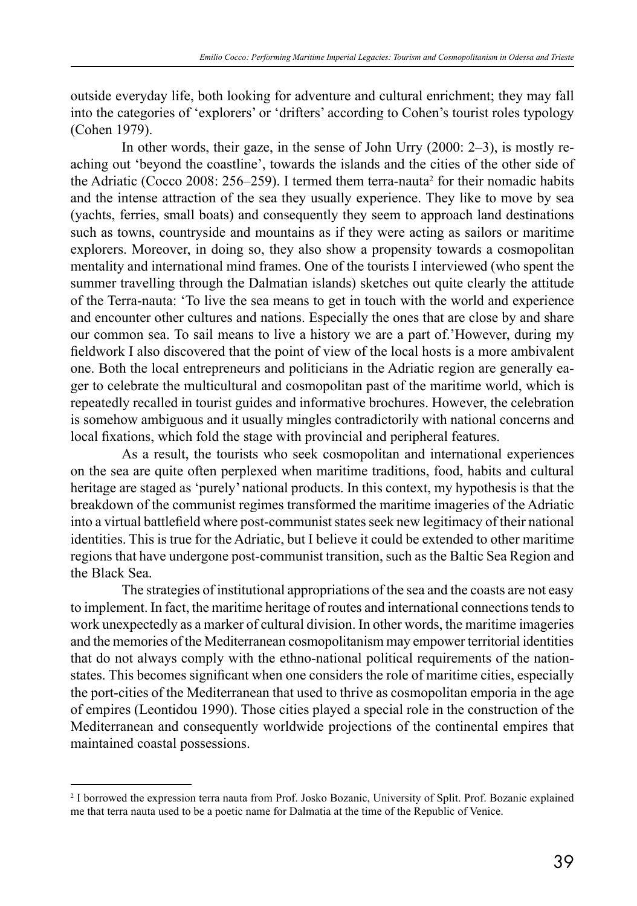outside everyday life, both looking for adventure and cultural enrichment; they may fall into the categories of 'explorers' or 'drifters' according to Cohen's tourist roles typology (Cohen 1979).

In other words, their gaze, in the sense of John Urry (2000: 2–3), is mostly reaching out 'beyond the coastline', towards the islands and the cities of the other side of the Adriatic (Cocco 2008: 256–259). I termed them terra-nauta[2] for their nomadic habits and the intense attraction of the sea they usually experience. They like to move by sea (yachts, ferries, small boats) and consequently they seem to approach land destinations such as towns, countryside and mountains as if they were acting as sailors or maritime explorers. Moreover, in doing so, they also show a propensity towards a cosmopolitan mentality and international mind frames. One of the tourists I interviewed (who spent the summer travelling through the Dalmatian islands) sketches out quite clearly the attitude of the Terra-nauta: 'To live the sea means to get in touch with the world and experience and encounter other cultures and nations. Especially the ones that are close by and share our common sea. To sail means to live a history we are a part of.'However, during my fieldwork I also discovered that the point of view of the local hosts is a more ambivalent one. Both the local entrepreneurs and politicians in the Adriatic region are generally eager to celebrate the multicultural and cosmopolitan past of the maritime world, which is repeatedly recalled in tourist guides and informative brochures. However, the celebration is somehow ambiguous and it usually mingles contradictorily with national concerns and local fixations, which fold the stage with provincial and peripheral features.

As a result, the tourists who seek cosmopolitan and international experiences on the sea are quite often perplexed when maritime traditions, food, habits and cultural heritage are staged as 'purely' national products. In this context, my hypothesis is that the breakdown of the communist regimes transformed the maritime imageries of the Adriatic into a virtual battlefield where post-communist states seek new legitimacy of their national identities. This is true for the Adriatic, but I believe it could be extended to other maritime regions that have undergone post-communist transition, such as the Baltic Sea Region and the Black Sea.

The strategies of institutional appropriations of the sea and the coasts are not easy to implement. In fact, the maritime heritage of routes and international connections tends to work unexpectedly as a marker of cultural division. In other words, the maritime imageries and the memories of the Mediterranean cosmopolitanism may empower territorial identities that do not always comply with the ethno-national political requirements of the nation-states. This becomes significant when one considers the role of maritime cities, especially the port-cities of the Mediterranean that used to thrive as cosmopolitan emporia in the age of empires (Leontidou 1990). Those cities played a special role in the construction of the Mediterranean and consequently worldwide projections of the continental empires that maintained coastal possessions.

---

[2] I borrowed the expression terra nauta from Prof. Josko Bozanic, University of Split. Prof. Bozanic explained me that terra nauta used to be a poetic name for Dalmatia at the time of the Republic of Venice.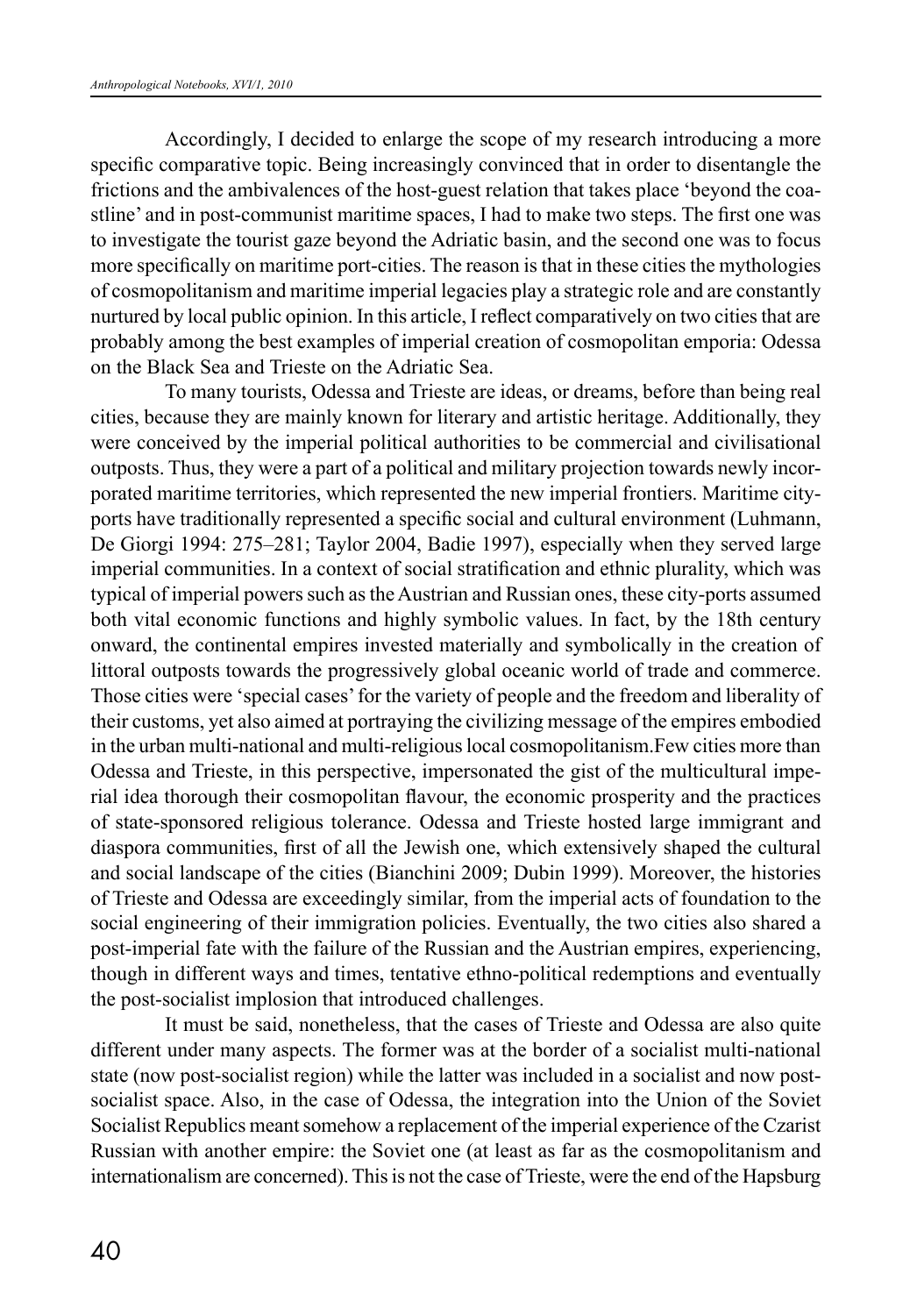Accordingly, I decided to enlarge the scope of my research introducing a more specific comparative topic. Being increasingly convinced that in order to disentangle the frictions and the ambivalences of the host-guest relation that takes place 'beyond the coastline' and in post-communist maritime spaces, I had to make two steps. The first one was to investigate the tourist gaze beyond the Adriatic basin, and the second one was to focus more specifically on maritime port-cities. The reason is that in these cities the mythologies of cosmopolitanism and maritime imperial legacies play a strategic role and are constantly nurtured by local public opinion. In this article, I reflect comparatively on two cities that are probably among the best examples of imperial creation of cosmopolitan emporia: Odessa on the Black Sea and Trieste on the Adriatic Sea.

To many tourists, Odessa and Trieste are ideas, or dreams, before than being real cities, because they are mainly known for literary and artistic heritage. Additionally, they were conceived by the imperial political authorities to be commercial and civilisational outposts. Thus, they were a part of a political and military projection towards newly incorporated maritime territories, which represented the new imperial frontiers. Maritime city-ports have traditionally represented a specific social and cultural environment (Luhmann, De Giorgi 1994: 275–281; Taylor 2004, Badie 1997), especially when they served large imperial communities. In a context of social stratification and ethnic plurality, which was typical of imperial powers such as the Austrian and Russian ones, these city-ports assumed both vital economic functions and highly symbolic values. In fact, by the 18th century onward, the continental empires invested materially and symbolically in the creation of littoral outposts towards the progressively global oceanic world of trade and commerce. Those cities were 'special cases' for the variety of people and the freedom and liberality of their customs, yet also aimed at portraying the civilizing message of the empires embodied in the urban multi-national and multi-religious local cosmopolitanism.Few cities more than Odessa and Trieste, in this perspective, impersonated the gist of the multicultural imperial idea thorough their cosmopolitan flavour, the economic prosperity and the practices of state-sponsored religious tolerance. Odessa and Trieste hosted large immigrant and diaspora communities, first of all the Jewish one, which extensively shaped the cultural and social landscape of the cities (Bianchini 2009; Dubin 1999). Moreover, the histories of Trieste and Odessa are exceedingly similar, from the imperial acts of foundation to the social engineering of their immigration policies. Eventually, the two cities also shared a post-imperial fate with the failure of the Russian and the Austrian empires, experiencing, though in different ways and times, tentative ethno-political redemptions and eventually the post-socialist implosion that introduced challenges.

It must be said, nonetheless, that the cases of Trieste and Odessa are also quite different under many aspects. The former was at the border of a socialist multi-national state (now post-socialist region) while the latter was included in a socialist and now post-socialist space. Also, in the case of Odessa, the integration into the Union of the Soviet Socialist Republics meant somehow a replacement of the imperial experience of the Czarist Russian with another empire: the Soviet one (at least as far as the cosmopolitanism and internationalism are concerned). This is not the case of Trieste, were the end of the Hapsburg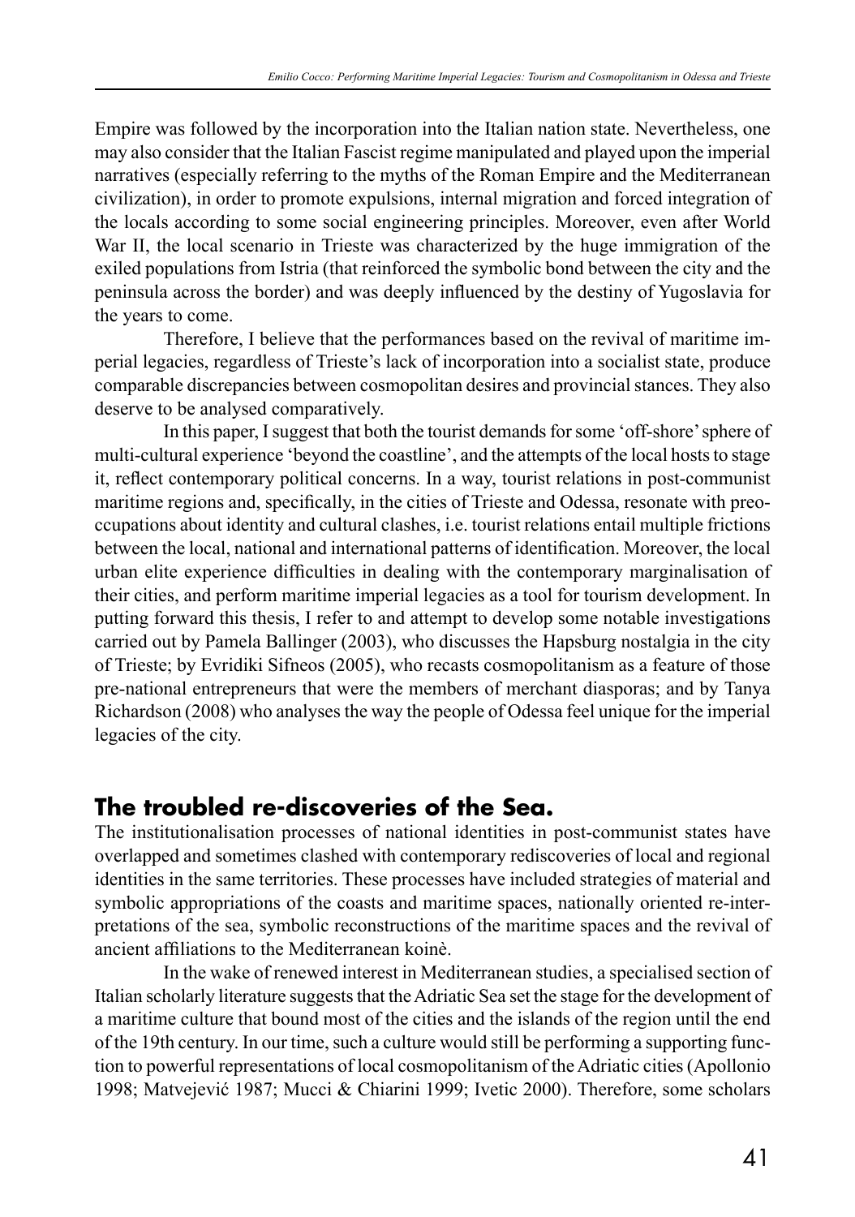Empire was followed by the incorporation into the Italian nation state. Nevertheless, one may also consider that the Italian Fascist regime manipulated and played upon the imperial narratives (especially referring to the myths of the Roman Empire and the Mediterranean civilization), in order to promote expulsions, internal migration and forced integration of the locals according to some social engineering principles. Moreover, even after World War II, the local scenario in Trieste was characterized by the huge immigration of the exiled populations from Istria (that reinforced the symbolic bond between the city and the peninsula across the border) and was deeply influenced by the destiny of Yugoslavia for the years to come.

Therefore, I believe that the performances based on the revival of maritime imperial legacies, regardless of Trieste's lack of incorporation into a socialist state, produce comparable discrepancies between cosmopolitan desires and provincial stances. They also deserve to be analysed comparatively.

In this paper, I suggest that both the tourist demands for some 'off-shore' sphere of multi-cultural experience 'beyond the coastline', and the attempts of the local hosts to stage it, reflect contemporary political concerns. In a way, tourist relations in post-communist maritime regions and, specifically, in the cities of Trieste and Odessa, resonate with preoccupations about identity and cultural clashes, i.e. tourist relations entail multiple frictions between the local, national and international patterns of identification. Moreover, the local urban elite experience difficulties in dealing with the contemporary marginalisation of their cities, and perform maritime imperial legacies as a tool for tourism development. In putting forward this thesis, I refer to and attempt to develop some notable investigations carried out by Pamela Ballinger (2003), who discusses the Hapsburg nostalgia in the city of Trieste; by Evridiki Sifneos (2005), who recasts cosmopolitanism as a feature of those pre-national entrepreneurs that were the members of merchant diasporas; and by Tanya Richardson (2008) who analyses the way the people of Odessa feel unique for the imperial legacies of the city.

## The troubled re-discoveries of the Sea.

The institutionalisation processes of national identities in post-communist states have overlapped and sometimes clashed with contemporary rediscoveries of local and regional identities in the same territories. These processes have included strategies of material and symbolic appropriations of the coasts and maritime spaces, nationally oriented re-interpretations of the sea, symbolic reconstructions of the maritime spaces and the revival of ancient affiliations to the Mediterranean koinè.

In the wake of renewed interest in Mediterranean studies, a specialised section of Italian scholarly literature suggests that the Adriatic Sea set the stage for the development of a maritime culture that bound most of the cities and the islands of the region until the end of the 19th century. In our time, such a culture would still be performing a supporting function to powerful representations of local cosmopolitanism of the Adriatic cities (Apollonio 1998; Matvejević 1987; Mucci & Chiarini 1999; Ivetic 2000). Therefore, some scholars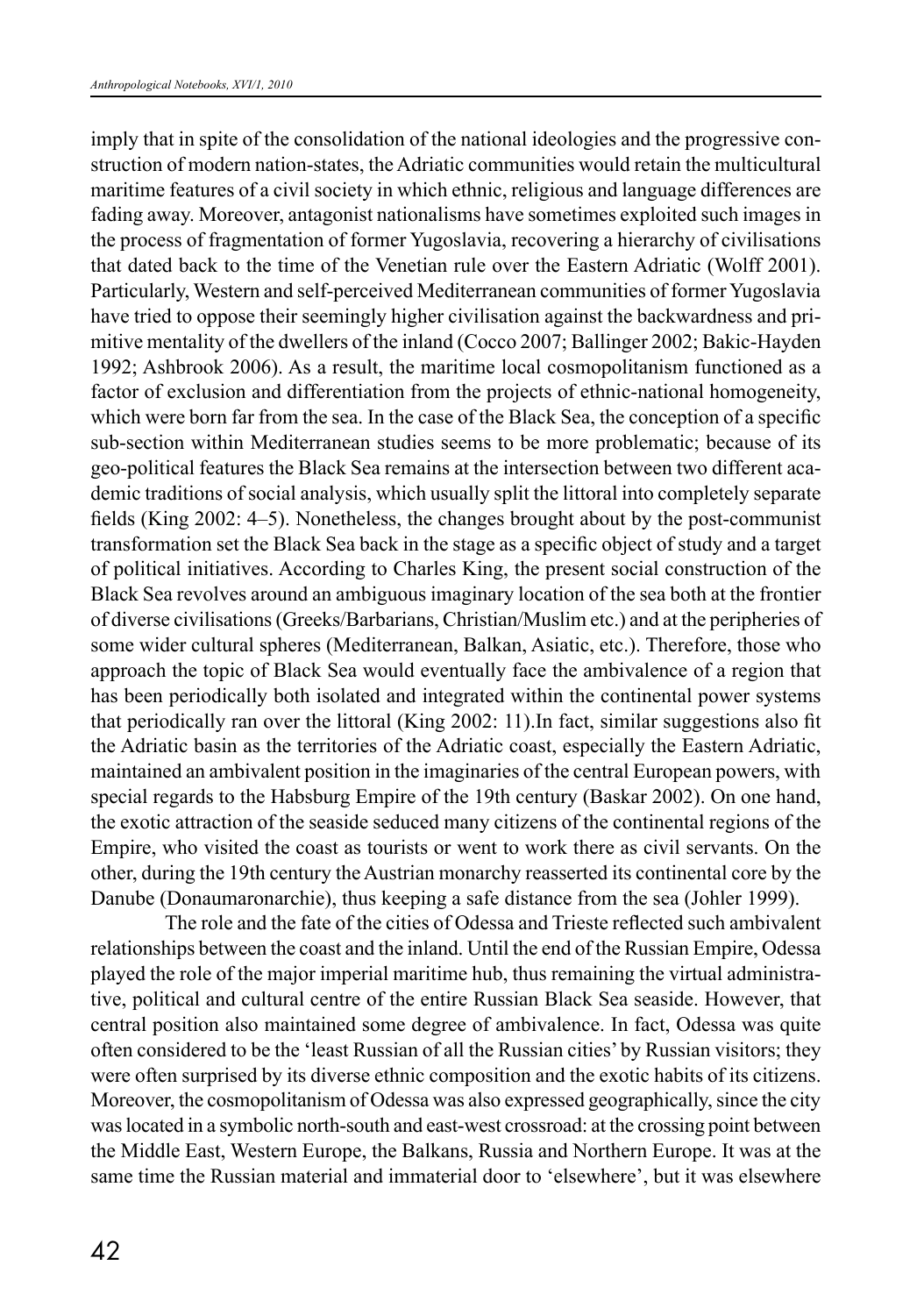imply that in spite of the consolidation of the national ideologies and the progressive construction of modern nation-states, the Adriatic communities would retain the multicultural maritime features of a civil society in which ethnic, religious and language differences are fading away. Moreover, antagonist nationalisms have sometimes exploited such images in the process of fragmentation of former Yugoslavia, recovering a hierarchy of civilisations that dated back to the time of the Venetian rule over the Eastern Adriatic (Wolff 2001). Particularly, Western and self-perceived Mediterranean communities of former Yugoslavia have tried to oppose their seemingly higher civilisation against the backwardness and primitive mentality of the dwellers of the inland (Cocco 2007; Ballinger 2002; Bakic-Hayden 1992; Ashbrook 2006). As a result, the maritime local cosmopolitanism functioned as a factor of exclusion and differentiation from the projects of ethnic-national homogeneity, which were born far from the sea. In the case of the Black Sea, the conception of a specific sub-section within Mediterranean studies seems to be more problematic; because of its geo-political features the Black Sea remains at the intersection between two different academic traditions of social analysis, which usually split the littoral into completely separate fields (King 2002: 4–5). Nonetheless, the changes brought about by the post-communist transformation set the Black Sea back in the stage as a specific object of study and a target of political initiatives. According to Charles King, the present social construction of the Black Sea revolves around an ambiguous imaginary location of the sea both at the frontier of diverse civilisations (Greeks/Barbarians, Christian/Muslim etc.) and at the peripheries of some wider cultural spheres (Mediterranean, Balkan, Asiatic, etc.). Therefore, those who approach the topic of Black Sea would eventually face the ambivalence of a region that has been periodically both isolated and integrated within the continental power systems that periodically ran over the littoral (King 2002: 11).In fact, similar suggestions also fit the Adriatic basin as the territories of the Adriatic coast, especially the Eastern Adriatic, maintained an ambivalent position in the imaginaries of the central European powers, with special regards to the Habsburg Empire of the 19th century (Baskar 2002). On one hand, the exotic attraction of the seaside seduced many citizens of the continental regions of the Empire, who visited the coast as tourists or went to work there as civil servants. On the other, during the 19th century the Austrian monarchy reasserted its continental core by the Danube (Donaumaronarchie), thus keeping a safe distance from the sea (Johler 1999).

The role and the fate of the cities of Odessa and Trieste reflected such ambivalent relationships between the coast and the inland. Until the end of the Russian Empire, Odessa played the role of the major imperial maritime hub, thus remaining the virtual administrative, political and cultural centre of the entire Russian Black Sea seaside. However, that central position also maintained some degree of ambivalence. In fact, Odessa was quite often considered to be the 'least Russian of all the Russian cities' by Russian visitors; they were often surprised by its diverse ethnic composition and the exotic habits of its citizens. Moreover, the cosmopolitanism of Odessa was also expressed geographically, since the city was located in a symbolic north-south and east-west crossroad: at the crossing point between the Middle East, Western Europe, the Balkans, Russia and Northern Europe. It was at the same time the Russian material and immaterial door to 'elsewhere', but it was elsewhere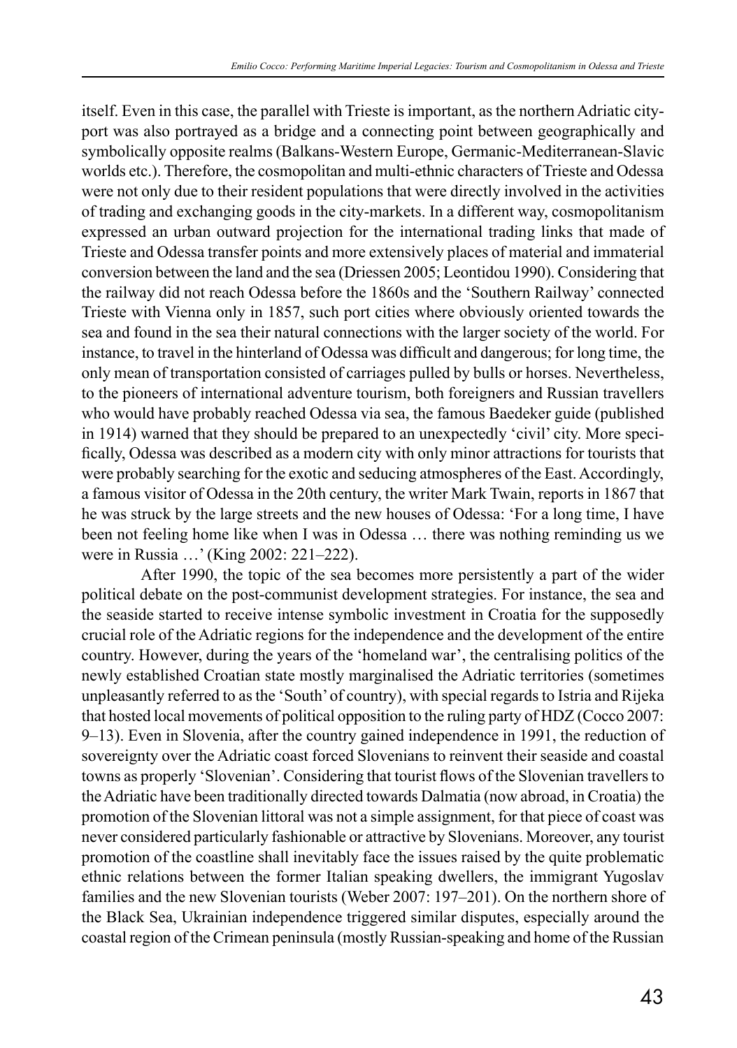itself. Even in this case, the parallel with Trieste is important, as the northern Adriatic city-port was also portrayed as a bridge and a connecting point between geographically and symbolically opposite realms (Balkans-Western Europe, Germanic-Mediterranean-Slavic worlds etc.). Therefore, the cosmopolitan and multi-ethnic characters of Trieste and Odessa were not only due to their resident populations that were directly involved in the activities of trading and exchanging goods in the city-markets. In a different way, cosmopolitanism expressed an urban outward projection for the international trading links that made of Trieste and Odessa transfer points and more extensively places of material and immaterial conversion between the land and the sea (Driessen 2005; Leontidou 1990). Considering that the railway did not reach Odessa before the 1860s and the 'Southern Railway' connected Trieste with Vienna only in 1857, such port cities where obviously oriented towards the sea and found in the sea their natural connections with the larger society of the world. For instance, to travel in the hinterland of Odessa was difficult and dangerous; for long time, the only mean of transportation consisted of carriages pulled by bulls or horses. Nevertheless, to the pioneers of international adventure tourism, both foreigners and Russian travellers who would have probably reached Odessa via sea, the famous Baedeker guide (published in 1914) warned that they should be prepared to an unexpectedly 'civil' city. More specifically, Odessa was described as a modern city with only minor attractions for tourists that were probably searching for the exotic and seducing atmospheres of the East. Accordingly, a famous visitor of Odessa in the 20th century, the writer Mark Twain, reports in 1867 that he was struck by the large streets and the new houses of Odessa: 'For a long time, I have been not feeling home like when I was in Odessa … there was nothing reminding us we were in Russia …' (King 2002: 221–222).

After 1990, the topic of the sea becomes more persistently a part of the wider political debate on the post-communist development strategies. For instance, the sea and the seaside started to receive intense symbolic investment in Croatia for the supposedly crucial role of the Adriatic regions for the independence and the development of the entire country. However, during the years of the 'homeland war', the centralising politics of the newly established Croatian state mostly marginalised the Adriatic territories (sometimes unpleasantly referred to as the 'South' of country), with special regards to Istria and Rijeka that hosted local movements of political opposition to the ruling party of HDZ (Cocco 2007: 9–13). Even in Slovenia, after the country gained independence in 1991, the reduction of sovereignty over the Adriatic coast forced Slovenians to reinvent their seaside and coastal towns as properly 'Slovenian'. Considering that tourist flows of the Slovenian travellers to the Adriatic have been traditionally directed towards Dalmatia (now abroad, in Croatia) the promotion of the Slovenian littoral was not a simple assignment, for that piece of coast was never considered particularly fashionable or attractive by Slovenians. Moreover, any tourist promotion of the coastline shall inevitably face the issues raised by the quite problematic ethnic relations between the former Italian speaking dwellers, the immigrant Yugoslav families and the new Slovenian tourists (Weber 2007: 197–201). On the northern shore of the Black Sea, Ukrainian independence triggered similar disputes, especially around the coastal region of the Crimean peninsula (mostly Russian-speaking and home of the Russian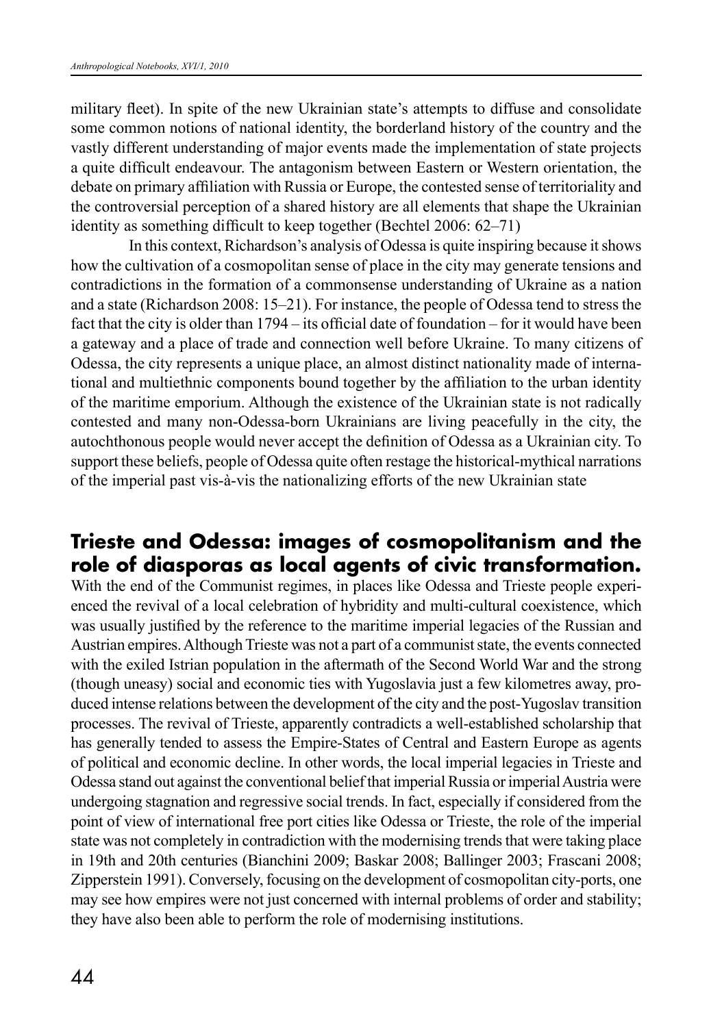military fleet). In spite of the new Ukrainian state's attempts to diffuse and consolidate some common notions of national identity, the borderland history of the country and the vastly different understanding of major events made the implementation of state projects a quite difficult endeavour. The antagonism between Eastern or Western orientation, the debate on primary affiliation with Russia or Europe, the contested sense of territoriality and the controversial perception of a shared history are all elements that shape the Ukrainian identity as something difficult to keep together (Bechtel 2006: 62–71)

In this context, Richardson's analysis of Odessa is quite inspiring because it shows how the cultivation of a cosmopolitan sense of place in the city may generate tensions and contradictions in the formation of a commonsense understanding of Ukraine as a nation and a state (Richardson 2008: 15–21). For instance, the people of Odessa tend to stress the fact that the city is older than 1794 – its official date of foundation – for it would have been a gateway and a place of trade and connection well before Ukraine. To many citizens of Odessa, the city represents a unique place, an almost distinct nationality made of international and multiethnic components bound together by the affiliation to the urban identity of the maritime emporium. Although the existence of the Ukrainian state is not radically contested and many non-Odessa-born Ukrainians are living peacefully in the city, the autochthonous people would never accept the definition of Odessa as a Ukrainian city. To support these beliefs, people of Odessa quite often restage the historical-mythical narrations of the imperial past vis-à-vis the nationalizing efforts of the new Ukrainian state

## Trieste and Odessa: images of cosmopolitanism and the role of diasporas as local agents of civic transformation.

With the end of the Communist regimes, in places like Odessa and Trieste people experienced the revival of a local celebration of hybridity and multi-cultural coexistence, which was usually justified by the reference to the maritime imperial legacies of the Russian and Austrian empires. Although Trieste was not a part of a communist state, the events connected with the exiled Istrian population in the aftermath of the Second World War and the strong (though uneasy) social and economic ties with Yugoslavia just a few kilometres away, produced intense relations between the development of the city and the post-Yugoslav transition processes. The revival of Trieste, apparently contradicts a well-established scholarship that has generally tended to assess the Empire-States of Central and Eastern Europe as agents of political and economic decline. In other words, the local imperial legacies in Trieste and Odessa stand out against the conventional belief that imperial Russia or imperial Austria were undergoing stagnation and regressive social trends. In fact, especially if considered from the point of view of international free port cities like Odessa or Trieste, the role of the imperial state was not completely in contradiction with the modernising trends that were taking place in 19th and 20th centuries (Bianchini 2009; Baskar 2008; Ballinger 2003; Frascani 2008; Zipperstein 1991). Conversely, focusing on the development of cosmopolitan city-ports, one may see how empires were not just concerned with internal problems of order and stability; they have also been able to perform the role of modernising institutions.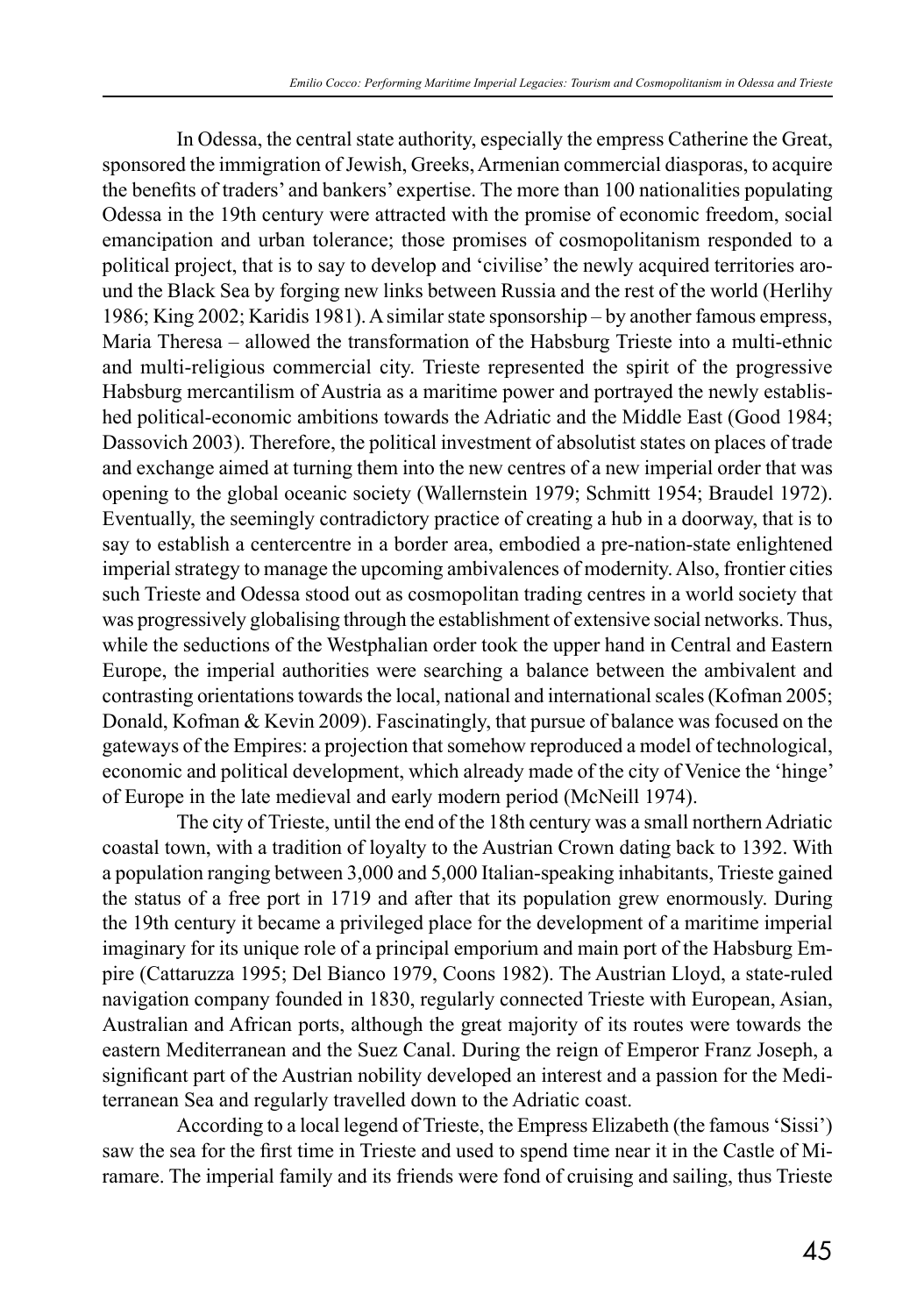In Odessa, the central state authority, especially the empress Catherine the Great, sponsored the immigration of Jewish, Greeks, Armenian commercial diasporas, to acquire the benefits of traders' and bankers' expertise. The more than 100 nationalities populating Odessa in the 19th century were attracted with the promise of economic freedom, social emancipation and urban tolerance; those promises of cosmopolitanism responded to a political project, that is to say to develop and 'civilise' the newly acquired territories around the Black Sea by forging new links between Russia and the rest of the world (Herlihy 1986; King 2002; Karidis 1981). A similar state sponsorship – by another famous empress, Maria Theresa – allowed the transformation of the Habsburg Trieste into a multi-ethnic and multi-religious commercial city. Trieste represented the spirit of the progressive Habsburg mercantilism of Austria as a maritime power and portrayed the newly established political-economic ambitions towards the Adriatic and the Middle East (Good 1984; Dassovich 2003). Therefore, the political investment of absolutist states on places of trade and exchange aimed at turning them into the new centres of a new imperial order that was opening to the global oceanic society (Wallernstein 1979; Schmitt 1954; Braudel 1972). Eventually, the seemingly contradictory practice of creating a hub in a doorway, that is to say to establish a centercentre in a border area, embodied a pre-nation-state enlightened imperial strategy to manage the upcoming ambivalences of modernity. Also, frontier cities such Trieste and Odessa stood out as cosmopolitan trading centres in a world society that was progressively globalising through the establishment of extensive social networks. Thus, while the seductions of the Westphalian order took the upper hand in Central and Eastern Europe, the imperial authorities were searching a balance between the ambivalent and contrasting orientations towards the local, national and international scales (Kofman 2005; Donald, Kofman & Kevin 2009). Fascinatingly, that pursue of balance was focused on the gateways of the Empires: a projection that somehow reproduced a model of technological, economic and political development, which already made of the city of Venice the 'hinge' of Europe in the late medieval and early modern period (McNeill 1974).

The city of Trieste, until the end of the 18th century was a small northern Adriatic coastal town, with a tradition of loyalty to the Austrian Crown dating back to 1392. With a population ranging between 3,000 and 5,000 Italian-speaking inhabitants, Trieste gained the status of a free port in 1719 and after that its population grew enormously. During the 19th century it became a privileged place for the development of a maritime imperial imaginary for its unique role of a principal emporium and main port of the Habsburg Empire (Cattaruzza 1995; Del Bianco 1979, Coons 1982). The Austrian Lloyd, a state-ruled navigation company founded in 1830, regularly connected Trieste with European, Asian, Australian and African ports, although the great majority of its routes were towards the eastern Mediterranean and the Suez Canal. During the reign of Emperor Franz Joseph, a significant part of the Austrian nobility developed an interest and a passion for the Mediterranean Sea and regularly travelled down to the Adriatic coast.

According to a local legend of Trieste, the Empress Elizabeth (the famous 'Sissi') saw the sea for the first time in Trieste and used to spend time near it in the Castle of Miramare. The imperial family and its friends were fond of cruising and sailing, thus Trieste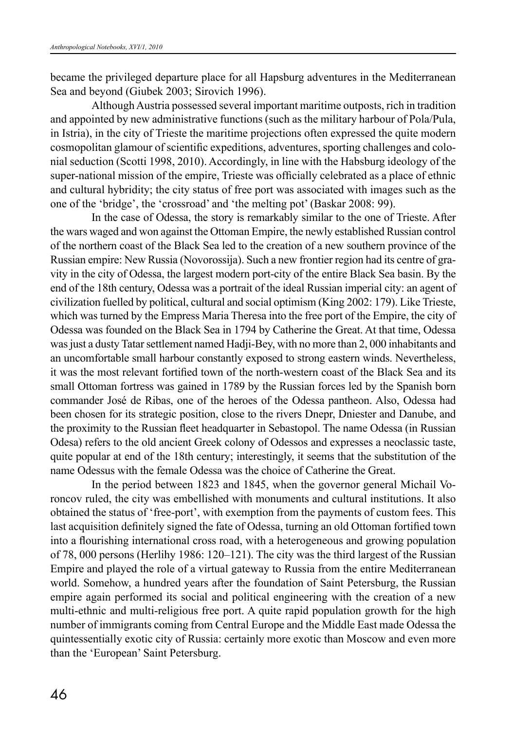became the privileged departure place for all Hapsburg adventures in the Mediterranean Sea and beyond (Giubek 2003; Sirovich 1996).

Although Austria possessed several important maritime outposts, rich in tradition and appointed by new administrative functions (such as the military harbour of Pola/Pula, in Istria), in the city of Trieste the maritime projections often expressed the quite modern cosmopolitan glamour of scientific expeditions, adventures, sporting challenges and colonial seduction (Scotti 1998, 2010). Accordingly, in line with the Habsburg ideology of the super-national mission of the empire, Trieste was officially celebrated as a place of ethnic and cultural hybridity; the city status of free port was associated with images such as the one of the 'bridge', the 'crossroad' and 'the melting pot' (Baskar 2008: 99).

In the case of Odessa, the story is remarkably similar to the one of Trieste. After the wars waged and won against the Ottoman Empire, the newly established Russian control of the northern coast of the Black Sea led to the creation of a new southern province of the Russian empire: New Russia (Novorossija). Such a new frontier region had its centre of gravity in the city of Odessa, the largest modern port-city of the entire Black Sea basin. By the end of the 18th century, Odessa was a portrait of the ideal Russian imperial city: an agent of civilization fuelled by political, cultural and social optimism (King 2002: 179). Like Trieste, which was turned by the Empress Maria Theresa into the free port of the Empire, the city of Odessa was founded on the Black Sea in 1794 by Catherine the Great. At that time, Odessa was just a dusty Tatar settlement named Hadji-Bey, with no more than 2, 000 inhabitants and an uncomfortable small harbour constantly exposed to strong eastern winds. Nevertheless, it was the most relevant fortified town of the north-western coast of the Black Sea and its small Ottoman fortress was gained in 1789 by the Russian forces led by the Spanish born commander José de Ribas, one of the heroes of the Odessa pantheon. Also, Odessa had been chosen for its strategic position, close to the rivers Dnepr, Dniester and Danube, and the proximity to the Russian fleet headquarter in Sebastopol. The name Odessa (in Russian Odesa) refers to the old ancient Greek colony of Odessos and expresses a neoclassic taste, quite popular at end of the 18th century; interestingly, it seems that the substitution of the name Odessus with the female Odessa was the choice of Catherine the Great.

In the period between 1823 and 1845, when the governor general Michail Voroncov ruled, the city was embellished with monuments and cultural institutions. It also obtained the status of 'free-port', with exemption from the payments of custom fees. This last acquisition definitely signed the fate of Odessa, turning an old Ottoman fortified town into a flourishing international cross road, with a heterogeneous and growing population of 78, 000 persons (Herlihy 1986: 120–121). The city was the third largest of the Russian Empire and played the role of a virtual gateway to Russia from the entire Mediterranean world. Somehow, a hundred years after the foundation of Saint Petersburg, the Russian empire again performed its social and political engineering with the creation of a new multi-ethnic and multi-religious free port. A quite rapid population growth for the high number of immigrants coming from Central Europe and the Middle East made Odessa the quintessentially exotic city of Russia: certainly more exotic than Moscow and even more than the 'European' Saint Petersburg.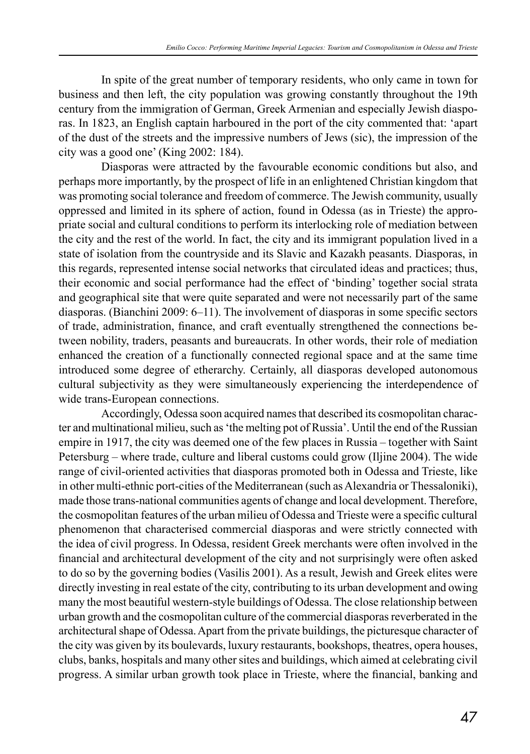In spite of the great number of temporary residents, who only came in town for business and then left, the city population was growing constantly throughout the 19th century from the immigration of German, Greek Armenian and especially Jewish diasporas. In 1823, an English captain harboured in the port of the city commented that: 'apart of the dust of the streets and the impressive numbers of Jews (sic), the impression of the city was a good one' (King 2002: 184).

Diasporas were attracted by the favourable economic conditions but also, and perhaps more importantly, by the prospect of life in an enlightened Christian kingdom that was promoting social tolerance and freedom of commerce. The Jewish community, usually oppressed and limited in its sphere of action, found in Odessa (as in Trieste) the appropriate social and cultural conditions to perform its interlocking role of mediation between the city and the rest of the world. In fact, the city and its immigrant population lived in a state of isolation from the countryside and its Slavic and Kazakh peasants. Diasporas, in this regards, represented intense social networks that circulated ideas and practices; thus, their economic and social performance had the effect of 'binding' together social strata and geographical site that were quite separated and were not necessarily part of the same diasporas. (Bianchini 2009: 6–11). The involvement of diasporas in some specific sectors of trade, administration, finance, and craft eventually strengthened the connections between nobility, traders, peasants and bureaucrats. In other words, their role of mediation enhanced the creation of a functionally connected regional space and at the same time introduced some degree of etherarchy. Certainly, all diasporas developed autonomous cultural subjectivity as they were simultaneously experiencing the interdependence of wide trans-European connections.

Accordingly, Odessa soon acquired names that described its cosmopolitan character and multinational milieu, such as 'the melting pot of Russia'. Until the end of the Russian empire in 1917, the city was deemed one of the few places in Russia – together with Saint Petersburg – where trade, culture and liberal customs could grow (Iljine 2004). The wide range of civil-oriented activities that diasporas promoted both in Odessa and Trieste, like in other multi-ethnic port-cities of the Mediterranean (such as Alexandria or Thessaloniki), made those trans-national communities agents of change and local development. Therefore, the cosmopolitan features of the urban milieu of Odessa and Trieste were a specific cultural phenomenon that characterised commercial diasporas and were strictly connected with the idea of civil progress. In Odessa, resident Greek merchants were often involved in the financial and architectural development of the city and not surprisingly were often asked to do so by the governing bodies (Vasilis 2001). As a result, Jewish and Greek elites were directly investing in real estate of the city, contributing to its urban development and owing many the most beautiful western-style buildings of Odessa. The close relationship between urban growth and the cosmopolitan culture of the commercial diasporas reverberated in the architectural shape of Odessa. Apart from the private buildings, the picturesque character of the city was given by its boulevards, luxury restaurants, bookshops, theatres, opera houses, clubs, banks, hospitals and many other sites and buildings, which aimed at celebrating civil progress. A similar urban growth took place in Trieste, where the financial, banking and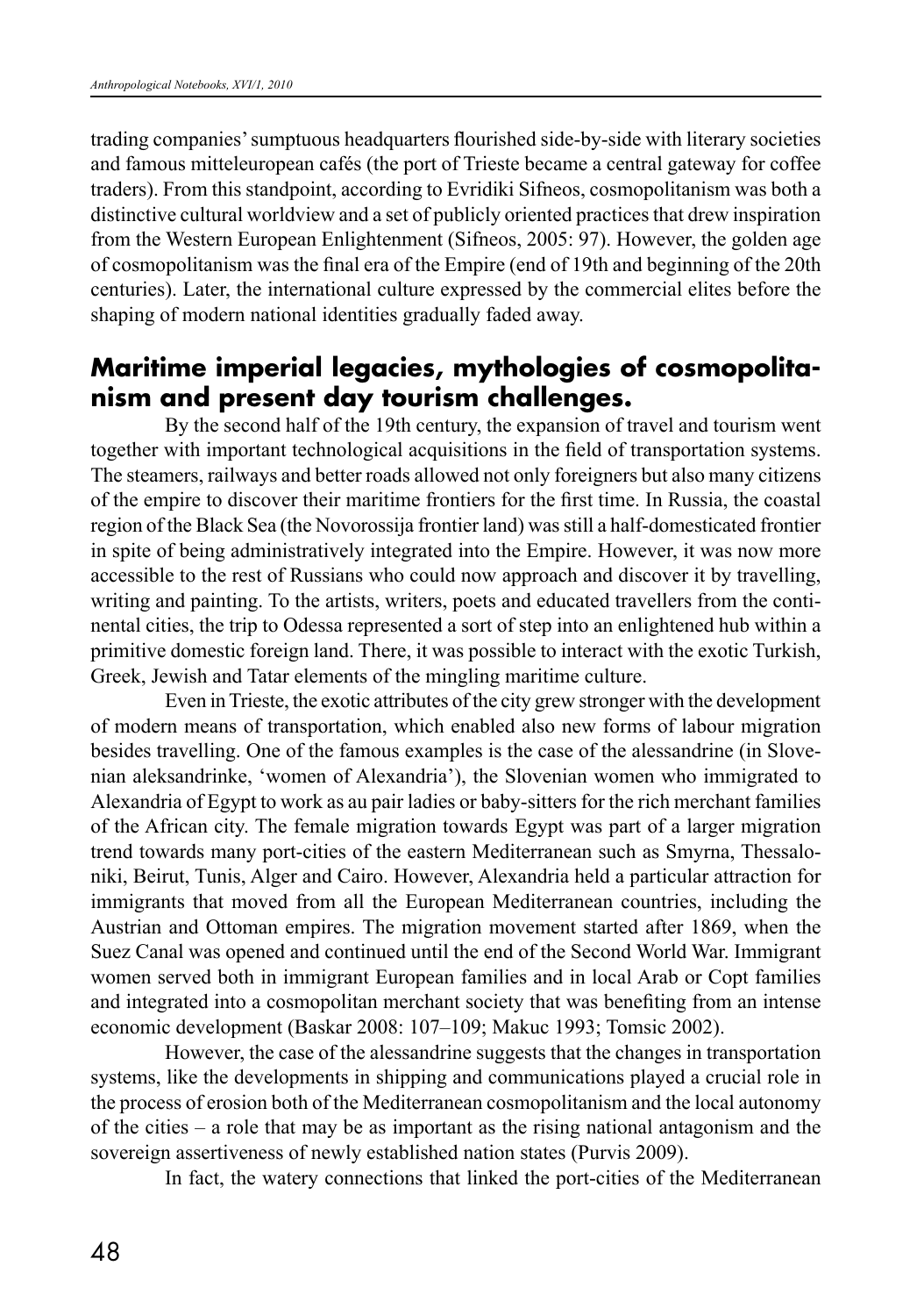trading companies' sumptuous headquarters flourished side-by-side with literary societies and famous mitteleuropean cafés (the port of Trieste became a central gateway for coffee traders). From this standpoint, according to Evridiki Sifneos, cosmopolitanism was both a distinctive cultural worldview and a set of publicly oriented practices that drew inspiration from the Western European Enlightenment (Sifneos, 2005: 97). However, the golden age of cosmopolitanism was the final era of the Empire (end of 19th and beginning of the 20th centuries). Later, the international culture expressed by the commercial elites before the shaping of modern national identities gradually faded away.

## Maritime imperial legacies, mythologies of cosmopolitanism and present day tourism challenges.

By the second half of the 19th century, the expansion of travel and tourism went together with important technological acquisitions in the field of transportation systems. The steamers, railways and better roads allowed not only foreigners but also many citizens of the empire to discover their maritime frontiers for the first time. In Russia, the coastal region of the Black Sea (the Novorossija frontier land) was still a half-domesticated frontier in spite of being administratively integrated into the Empire. However, it was now more accessible to the rest of Russians who could now approach and discover it by travelling, writing and painting. To the artists, writers, poets and educated travellers from the continental cities, the trip to Odessa represented a sort of step into an enlightened hub within a primitive domestic foreign land. There, it was possible to interact with the exotic Turkish, Greek, Jewish and Tatar elements of the mingling maritime culture.

Even in Trieste, the exotic attributes of the city grew stronger with the development of modern means of transportation, which enabled also new forms of labour migration besides travelling. One of the famous examples is the case of the alessandrine (in Slovenian aleksandrinke, 'women of Alexandria'), the Slovenian women who immigrated to Alexandria of Egypt to work as au pair ladies or baby-sitters for the rich merchant families of the African city. The female migration towards Egypt was part of a larger migration trend towards many port-cities of the eastern Mediterranean such as Smyrna, Thessaloniki, Beirut, Tunis, Alger and Cairo. However, Alexandria held a particular attraction for immigrants that moved from all the European Mediterranean countries, including the Austrian and Ottoman empires. The migration movement started after 1869, when the Suez Canal was opened and continued until the end of the Second World War. Immigrant women served both in immigrant European families and in local Arab or Copt families and integrated into a cosmopolitan merchant society that was benefiting from an intense economic development (Baskar 2008: 107–109; Makuc 1993; Tomsic 2002).

However, the case of the alessandrine suggests that the changes in transportation systems, like the developments in shipping and communications played a crucial role in the process of erosion both of the Mediterranean cosmopolitanism and the local autonomy of the cities – a role that may be as important as the rising national antagonism and the sovereign assertiveness of newly established nation states (Purvis 2009).

In fact, the watery connections that linked the port-cities of the Mediterranean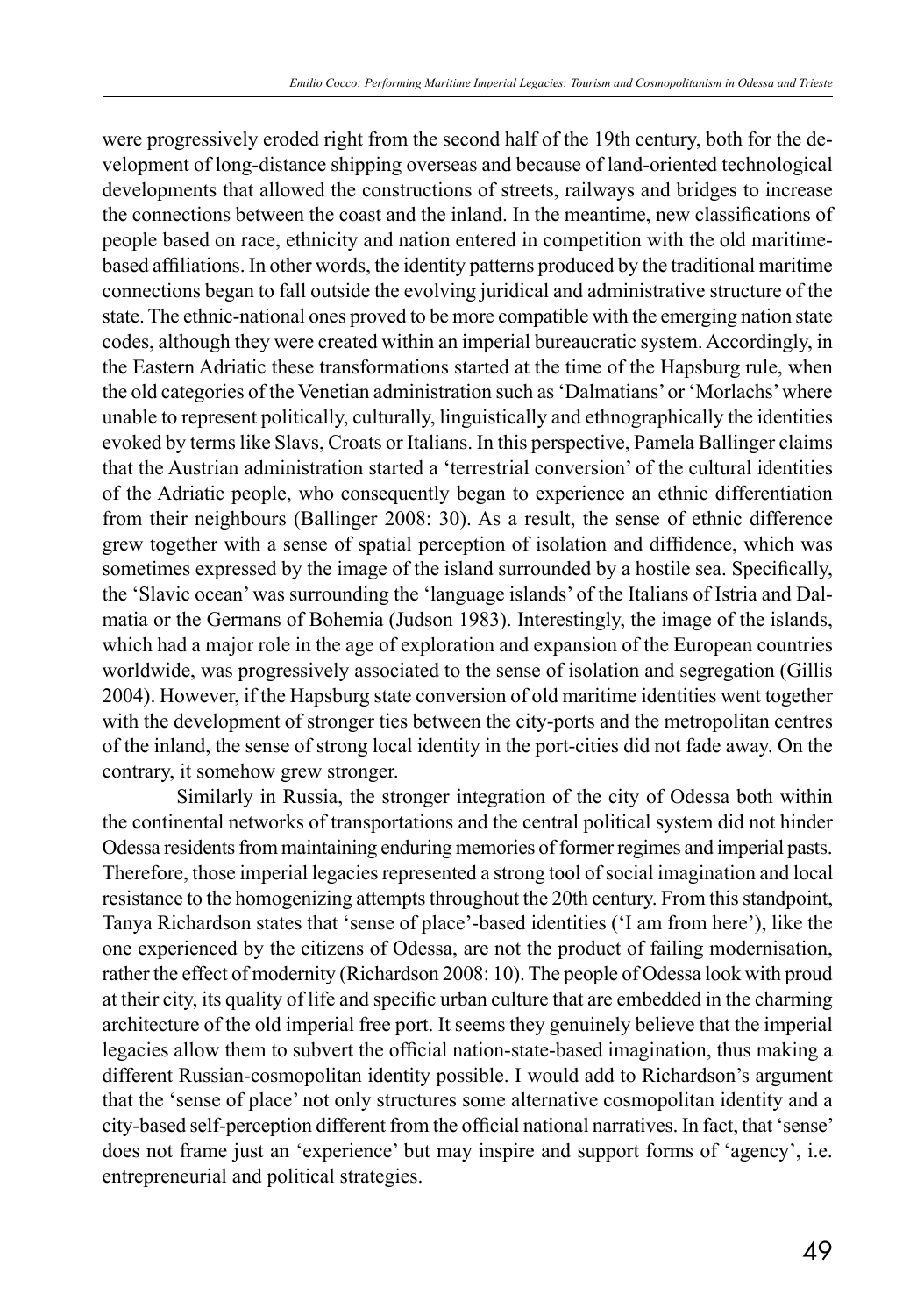were progressively eroded right from the second half of the 19th century, both for the development of long-distance shipping overseas and because of land-oriented technological developments that allowed the constructions of streets, railways and bridges to increase the connections between the coast and the inland. In the meantime, new classifications of people based on race, ethnicity and nation entered in competition with the old maritime-based affiliations. In other words, the identity patterns produced by the traditional maritime connections began to fall outside the evolving juridical and administrative structure of the state. The ethnic-national ones proved to be more compatible with the emerging nation state codes, although they were created within an imperial bureaucratic system. Accordingly, in the Eastern Adriatic these transformations started at the time of the Hapsburg rule, when the old categories of the Venetian administration such as 'Dalmatians' or 'Morlachs' where unable to represent politically, culturally, linguistically and ethnographically the identities evoked by terms like Slavs, Croats or Italians. In this perspective, Pamela Ballinger claims that the Austrian administration started a 'terrestrial conversion' of the cultural identities of the Adriatic people, who consequently began to experience an ethnic differentiation from their neighbours (Ballinger 2008: 30). As a result, the sense of ethnic difference grew together with a sense of spatial perception of isolation and diffidence, which was sometimes expressed by the image of the island surrounded by a hostile sea. Specifically, the 'Slavic ocean' was surrounding the 'language islands' of the Italians of Istria and Dalmatia or the Germans of Bohemia (Judson 1983). Interestingly, the image of the islands, which had a major role in the age of exploration and expansion of the European countries worldwide, was progressively associated to the sense of isolation and segregation (Gillis 2004). However, if the Hapsburg state conversion of old maritime identities went together with the development of stronger ties between the city-ports and the metropolitan centres of the inland, the sense of strong local identity in the port-cities did not fade away. On the contrary, it somehow grew stronger.

Similarly in Russia, the stronger integration of the city of Odessa both within the continental networks of transportations and the central political system did not hinder Odessa residents from maintaining enduring memories of former regimes and imperial pasts. Therefore, those imperial legacies represented a strong tool of social imagination and local resistance to the homogenizing attempts throughout the 20th century. From this standpoint, Tanya Richardson states that 'sense of place'-based identities ('I am from here'), like the one experienced by the citizens of Odessa, are not the product of failing modernisation, rather the effect of modernity (Richardson 2008: 10). The people of Odessa look with proud at their city, its quality of life and specific urban culture that are embedded in the charming architecture of the old imperial free port. It seems they genuinely believe that the imperial legacies allow them to subvert the official nation-state-based imagination, thus making a different Russian-cosmopolitan identity possible. I would add to Richardson's argument that the 'sense of place' not only structures some alternative cosmopolitan identity and a city-based self-perception different from the official national narratives. In fact, that 'sense' does not frame just an 'experience' but may inspire and support forms of 'agency', i.e. entrepreneurial and political strategies.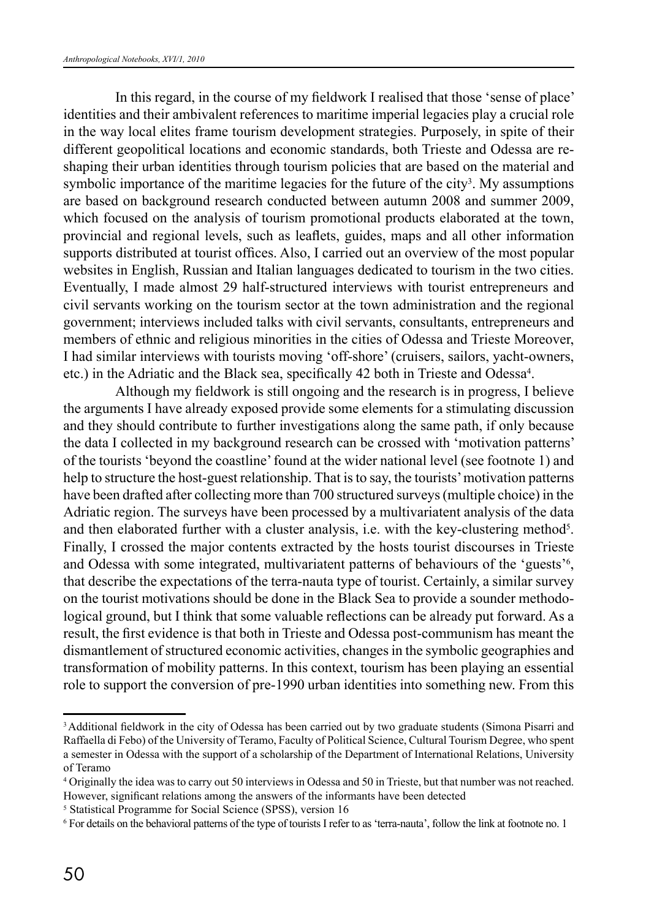In this regard, in the course of my fieldwork I realised that those 'sense of place' identities and their ambivalent references to maritime imperial legacies play a crucial role in the way local elites frame tourism development strategies. Purposely, in spite of their different geopolitical locations and economic standards, both Trieste and Odessa are reshaping their urban identities through tourism policies that are based on the material and symbolic importance of the maritime legacies for the future of the city[3]. My assumptions are based on background research conducted between autumn 2008 and summer 2009, which focused on the analysis of tourism promotional products elaborated at the town, provincial and regional levels, such as leaflets, guides, maps and all other information supports distributed at tourist offices. Also, I carried out an overview of the most popular websites in English, Russian and Italian languages dedicated to tourism in the two cities. Eventually, I made almost 29 half-structured interviews with tourist entrepreneurs and civil servants working on the tourism sector at the town administration and the regional government; interviews included talks with civil servants, consultants, entrepreneurs and members of ethnic and religious minorities in the cities of Odessa and Trieste Moreover, I had similar interviews with tourists moving 'off-shore' (cruisers, sailors, yacht-owners, etc.) in the Adriatic and the Black sea, specifically 42 both in Trieste and Odessa[4].

Although my fieldwork is still ongoing and the research is in progress, I believe the arguments I have already exposed provide some elements for a stimulating discussion and they should contribute to further investigations along the same path, if only because the data I collected in my background research can be crossed with 'motivation patterns' of the tourists 'beyond the coastline' found at the wider national level (see footnote 1) and help to structure the host-guest relationship. That is to say, the tourists' motivation patterns have been drafted after collecting more than 700 structured surveys (multiple choice) in the Adriatic region. The surveys have been processed by a multivariatent analysis of the data and then elaborated further with a cluster analysis, i.e. with the key-clustering method[5]. Finally, I crossed the major contents extracted by the hosts tourist discourses in Trieste and Odessa with some integrated, multivariatent patterns of behaviours of the 'guests'[6], that describe the expectations of the terra-nauta type of tourist. Certainly, a similar survey on the tourist motivations should be done in the Black Sea to provide a sounder methodological ground, but I think that some valuable reflections can be already put forward. As a result, the first evidence is that both in Trieste and Odessa post-communism has meant the dismantlement of structured economic activities, changes in the symbolic geographies and transformation of mobility patterns. In this context, tourism has been playing an essential role to support the conversion of pre-1990 urban identities into something new. From this

---

[3] Additional fieldwork in the city of Odessa has been carried out by two graduate students (Simona Pisarri and Raffaella di Febo) of the University of Teramo, Faculty of Political Science, Cultural Tourism Degree, who spent a semester in Odessa with the support of a scholarship of the Department of International Relations, University of Teramo

[4] Originally the idea was to carry out 50 interviews in Odessa and 50 in Trieste, but that number was not reached. However, significant relations among the answers of the informants have been detected

[5] Statistical Programme for Social Science (SPSS), version 16

[6] For details on the behavioral patterns of the type of tourists I refer to as 'terra-nauta', follow the link at footnote no. 1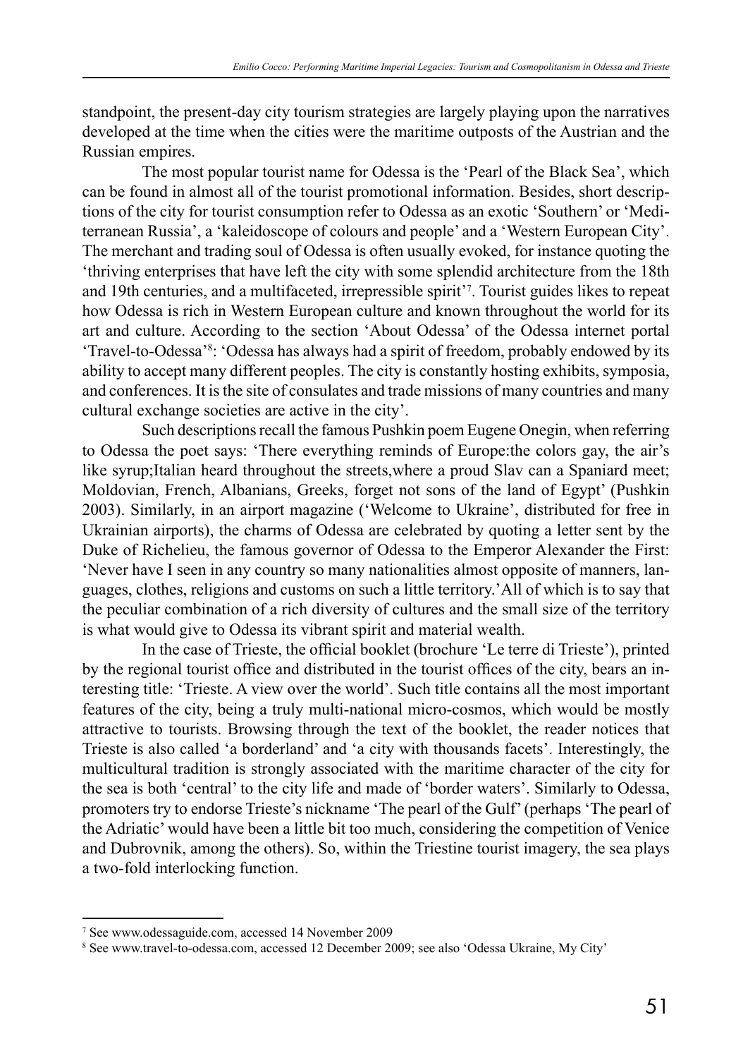standpoint, the present-day city tourism strategies are largely playing upon the narratives developed at the time when the cities were the maritime outposts of the Austrian and the Russian empires.

The most popular tourist name for Odessa is the 'Pearl of the Black Sea', which can be found in almost all of the tourist promotional information. Besides, short descriptions of the city for tourist consumption refer to Odessa as an exotic 'Southern' or 'Mediterranean Russia', a 'kaleidoscope of colours and people' and a 'Western European City'. The merchant and trading soul of Odessa is often usually evoked, for instance quoting the 'thriving enterprises that have left the city with some splendid architecture from the 18th and 19th centuries, and a multifaceted, irrepressible spirit'[7]. Tourist guides likes to repeat how Odessa is rich in Western European culture and known throughout the world for its art and culture. According to the section 'About Odessa' of the Odessa internet portal 'Travel-to-Odessa'[8]: 'Odessa has always had a spirit of freedom, probably endowed by its ability to accept many different peoples. The city is constantly hosting exhibits, symposia, and conferences. It is the site of consulates and trade missions of many countries and many cultural exchange societies are active in the city'.

Such descriptions recall the famous Pushkin poem Eugene Onegin, when referring to Odessa the poet says: 'There everything reminds of Europe:the colors gay, the air's like syrup;Italian heard throughout the streets,where a proud Slav can a Spaniard meet; Moldovian, French, Albanians, Greeks, forget not sons of the land of Egypt' (Pushkin 2003). Similarly, in an airport magazine ('Welcome to Ukraine', distributed for free in Ukrainian airports), the charms of Odessa are celebrated by quoting a letter sent by the Duke of Richelieu, the famous governor of Odessa to the Emperor Alexander the First: 'Never have I seen in any country so many nationalities almost opposite of manners, languages, clothes, religions and customs on such a little territory.'All of which is to say that the peculiar combination of a rich diversity of cultures and the small size of the territory is what would give to Odessa its vibrant spirit and material wealth.

In the case of Trieste, the official booklet (brochure 'Le terre di Trieste'), printed by the regional tourist office and distributed in the tourist offices of the city, bears an interesting title: 'Trieste. A view over the world'. Such title contains all the most important features of the city, being a truly multi-national micro-cosmos, which would be mostly attractive to tourists. Browsing through the text of the booklet, the reader notices that Trieste is also called 'a borderland' and 'a city with thousands facets'. Interestingly, the multicultural tradition is strongly associated with the maritime character of the city for the sea is both 'central' to the city life and made of 'border waters'. Similarly to Odessa, promoters try to endorse Trieste's nickname 'The pearl of the Gulf' (perhaps 'The pearl of the Adriatic' would have been a little bit too much, considering the competition of Venice and Dubrovnik, among the others). So, within the Triestine tourist imagery, the sea plays a two-fold interlocking function.

---

[7] See www.odessaguide.com, accessed 14 November 2009

[8] See www.travel-to-odessa.com, accessed 12 December 2009; see also 'Odessa Ukraine, My City'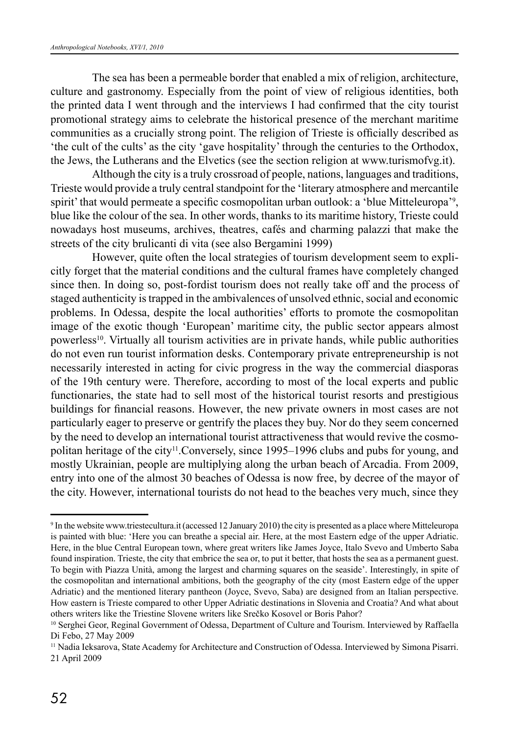The sea has been a permeable border that enabled a mix of religion, architecture, culture and gastronomy. Especially from the point of view of religious identities, both the printed data I went through and the interviews I had confirmed that the city tourist promotional strategy aims to celebrate the historical presence of the merchant maritime communities as a crucially strong point. The religion of Trieste is officially described as 'the cult of the cults' as the city 'gave hospitality' through the centuries to the Orthodox, the Jews, the Lutherans and the Elvetics (see the section religion at www.turismofvg.it).

Although the city is a truly crossroad of people, nations, languages and traditions, Trieste would provide a truly central standpoint for the 'literary atmosphere and mercantile spirit' that would permeate a specific cosmopolitan urban outlook: a 'blue Mitteleuropa'[9], blue like the colour of the sea. In other words, thanks to its maritime history, Trieste could nowadays host museums, archives, theatres, cafés and charming palazzi that make the streets of the city brulicanti di vita (see also Bergamini 1999)

However, quite often the local strategies of tourism development seem to explicitly forget that the material conditions and the cultural frames have completely changed since then. In doing so, post-fordist tourism does not really take off and the process of staged authenticity is trapped in the ambivalences of unsolved ethnic, social and economic problems. In Odessa, despite the local authorities' efforts to promote the cosmopolitan image of the exotic though 'European' maritime city, the public sector appears almost powerless[10]. Virtually all tourism activities are in private hands, while public authorities do not even run tourist information desks. Contemporary private entrepreneurship is not necessarily interested in acting for civic progress in the way the commercial diasporas of the 19th century were. Therefore, according to most of the local experts and public functionaries, the state had to sell most of the historical tourist resorts and prestigious buildings for financial reasons. However, the new private owners in most cases are not particularly eager to preserve or gentrify the places they buy. Nor do they seem concerned by the need to develop an international tourist attractiveness that would revive the cosmopolitan heritage of the city[11].Conversely, since 1995–1996 clubs and pubs for young, and mostly Ukrainian, people are multiplying along the urban beach of Arcadia. From 2009, entry into one of the almost 30 beaches of Odessa is now free, by decree of the mayor of the city. However, international tourists do not head to the beaches very much, since they

---

[9] In the website www.triestecultura.it (accessed 12 January 2010) the city is presented as a place where Mitteleuropa is painted with blue: 'Here you can breathe a special air. Here, at the most Eastern edge of the upper Adriatic. Here, in the blue Central European town, where great writers like James Joyce, Italo Svevo and Umberto Saba found inspiration. Trieste, the city that embrice the sea or, to put it better, that hosts the sea as a permanent guest. To begin with Piazza Unità, among the largest and charming squares on the seaside'. Interestingly, in spite of the cosmopolitan and international ambitions, both the geography of the city (most Eastern edge of the upper Adriatic) and the mentioned literary pantheon (Joyce, Svevo, Saba) are designed from an Italian perspective. How eastern is Trieste compared to other Upper Adriatic destinations in Slovenia and Croatia? And what about others writers like the Triestine Slovene writers like Srečko Kosovel or Boris Pahor?

[10] Serghei Geor, Reginal Government of Odessa, Department of Culture and Tourism. Interviewed by Raffaella Di Febo, 27 May 2009

[11] Nadia Ieksarova, State Academy for Architecture and Construction of Odessa. Interviewed by Simona Pisarri. 21 April 2009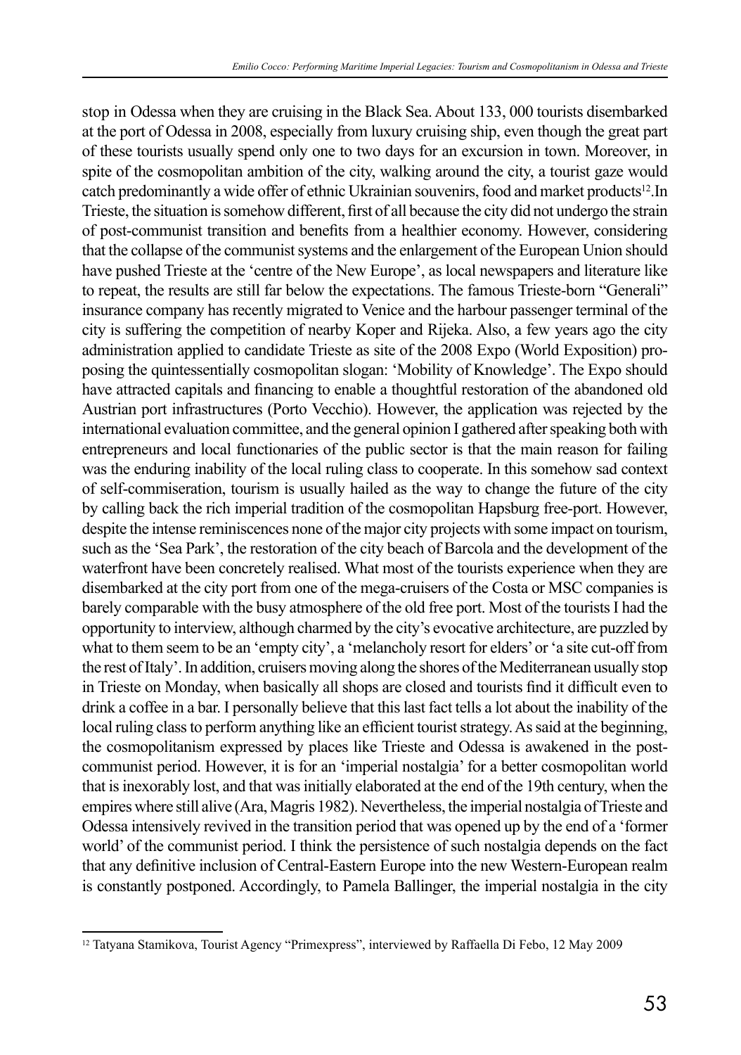stop in Odessa when they are cruising in the Black Sea. About 133, 000 tourists disembarked at the port of Odessa in 2008, especially from luxury cruising ship, even though the great part of these tourists usually spend only one to two days for an excursion in town. Moreover, in spite of the cosmopolitan ambition of the city, walking around the city, a tourist gaze would catch predominantly a wide offer of ethnic Ukrainian souvenirs, food and market products[12].In Trieste, the situation is somehow different, first of all because the city did not undergo the strain of post-communist transition and benefits from a healthier economy. However, considering that the collapse of the communist systems and the enlargement of the European Union should have pushed Trieste at the 'centre of the New Europe', as local newspapers and literature like to repeat, the results are still far below the expectations. The famous Trieste-born "Generali" insurance company has recently migrated to Venice and the harbour passenger terminal of the city is suffering the competition of nearby Koper and Rijeka. Also, a few years ago the city administration applied to candidate Trieste as site of the 2008 Expo (World Exposition) proposing the quintessentially cosmopolitan slogan: 'Mobility of Knowledge'. The Expo should have attracted capitals and financing to enable a thoughtful restoration of the abandoned old Austrian port infrastructures (Porto Vecchio). However, the application was rejected by the international evaluation committee, and the general opinion I gathered after speaking both with entrepreneurs and local functionaries of the public sector is that the main reason for failing was the enduring inability of the local ruling class to cooperate. In this somehow sad context of self-commiseration, tourism is usually hailed as the way to change the future of the city by calling back the rich imperial tradition of the cosmopolitan Hapsburg free-port. However, despite the intense reminiscences none of the major city projects with some impact on tourism, such as the 'Sea Park', the restoration of the city beach of Barcola and the development of the waterfront have been concretely realised. What most of the tourists experience when they are disembarked at the city port from one of the mega-cruisers of the Costa or MSC companies is barely comparable with the busy atmosphere of the old free port. Most of the tourists I had the opportunity to interview, although charmed by the city's evocative architecture, are puzzled by what to them seem to be an 'empty city', a 'melancholy resort for elders' or 'a site cut-off from the rest of Italy'. In addition, cruisers moving along the shores of the Mediterranean usually stop in Trieste on Monday, when basically all shops are closed and tourists find it difficult even to drink a coffee in a bar. I personally believe that this last fact tells a lot about the inability of the local ruling class to perform anything like an efficient tourist strategy. As said at the beginning, the cosmopolitanism expressed by places like Trieste and Odessa is awakened in the post-communist period. However, it is for an 'imperial nostalgia' for a better cosmopolitan world that is inexorably lost, and that was initially elaborated at the end of the 19th century, when the empires where still alive (Ara, Magris 1982). Nevertheless, the imperial nostalgia of Trieste and Odessa intensively revived in the transition period that was opened up by the end of a 'former world' of the communist period. I think the persistence of such nostalgia depends on the fact that any definitive inclusion of Central-Eastern Europe into the new Western-European realm is constantly postponed. Accordingly, to Pamela Ballinger, the imperial nostalgia in the city

[12] Tatyana Stamikova, Tourist Agency "Primexpress", interviewed by Raffaella Di Febo, 12 May 2009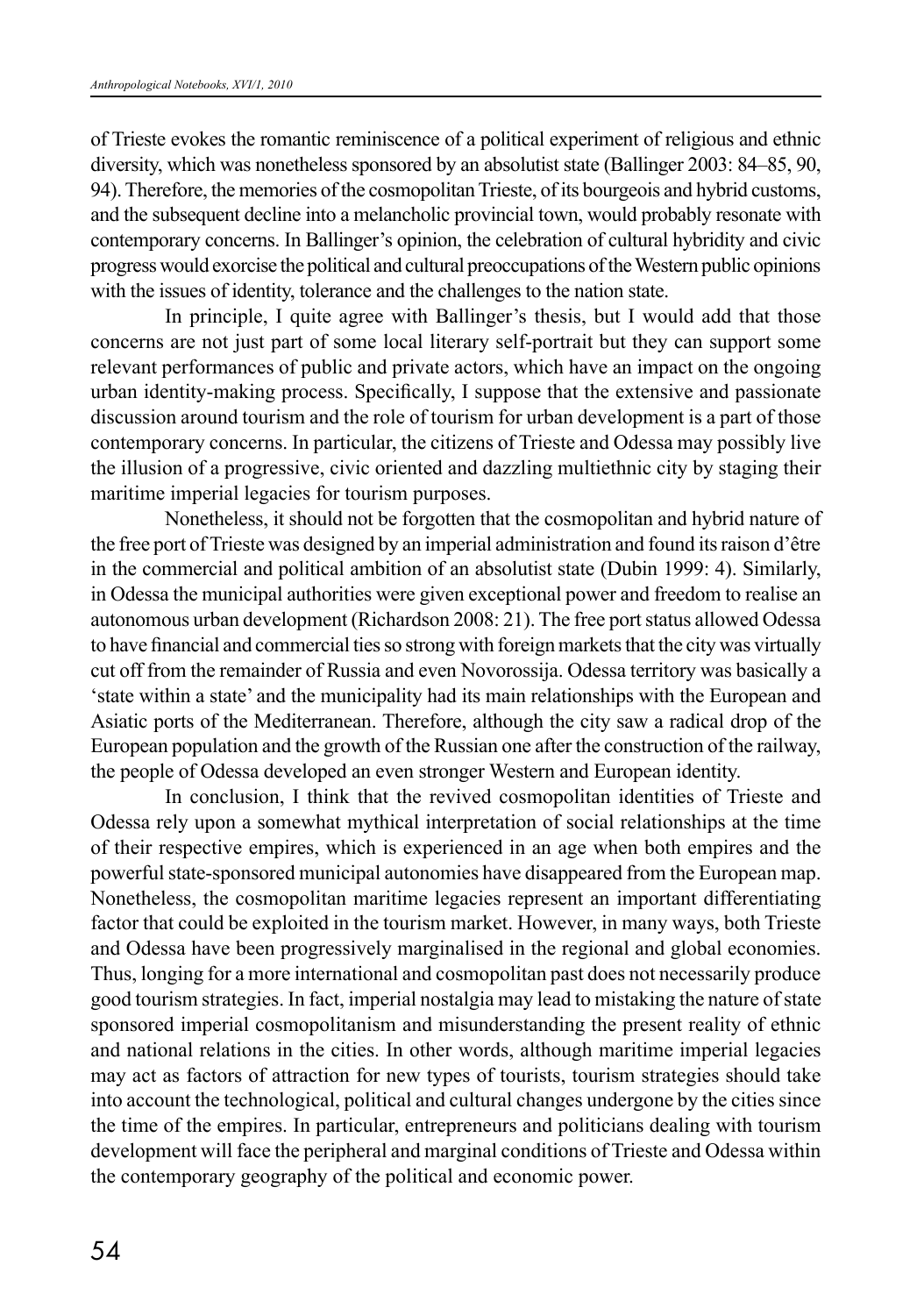of Trieste evokes the romantic reminiscence of a political experiment of religious and ethnic diversity, which was nonetheless sponsored by an absolutist state (Ballinger 2003: 84–85, 90, 94). Therefore, the memories of the cosmopolitan Trieste, of its bourgeois and hybrid customs, and the subsequent decline into a melancholic provincial town, would probably resonate with contemporary concerns. In Ballinger's opinion, the celebration of cultural hybridity and civic progress would exorcise the political and cultural preoccupations of the Western public opinions with the issues of identity, tolerance and the challenges to the nation state.

In principle, I quite agree with Ballinger's thesis, but I would add that those concerns are not just part of some local literary self-portrait but they can support some relevant performances of public and private actors, which have an impact on the ongoing urban identity-making process. Specifically, I suppose that the extensive and passionate discussion around tourism and the role of tourism for urban development is a part of those contemporary concerns. In particular, the citizens of Trieste and Odessa may possibly live the illusion of a progressive, civic oriented and dazzling multiethnic city by staging their maritime imperial legacies for tourism purposes.

Nonetheless, it should not be forgotten that the cosmopolitan and hybrid nature of the free port of Trieste was designed by an imperial administration and found its raison d'être in the commercial and political ambition of an absolutist state (Dubin 1999: 4). Similarly, in Odessa the municipal authorities were given exceptional power and freedom to realise an autonomous urban development (Richardson 2008: 21). The free port status allowed Odessa to have financial and commercial ties so strong with foreign markets that the city was virtually cut off from the remainder of Russia and even Novorossija. Odessa territory was basically a 'state within a state' and the municipality had its main relationships with the European and Asiatic ports of the Mediterranean. Therefore, although the city saw a radical drop of the European population and the growth of the Russian one after the construction of the railway, the people of Odessa developed an even stronger Western and European identity.

In conclusion, I think that the revived cosmopolitan identities of Trieste and Odessa rely upon a somewhat mythical interpretation of social relationships at the time of their respective empires, which is experienced in an age when both empires and the powerful state-sponsored municipal autonomies have disappeared from the European map. Nonetheless, the cosmopolitan maritime legacies represent an important differentiating factor that could be exploited in the tourism market. However, in many ways, both Trieste and Odessa have been progressively marginalised in the regional and global economies. Thus, longing for a more international and cosmopolitan past does not necessarily produce good tourism strategies. In fact, imperial nostalgia may lead to mistaking the nature of state sponsored imperial cosmopolitanism and misunderstanding the present reality of ethnic and national relations in the cities. In other words, although maritime imperial legacies may act as factors of attraction for new types of tourists, tourism strategies should take into account the technological, political and cultural changes undergone by the cities since the time of the empires. In particular, entrepreneurs and politicians dealing with tourism development will face the peripheral and marginal conditions of Trieste and Odessa within the contemporary geography of the political and economic power.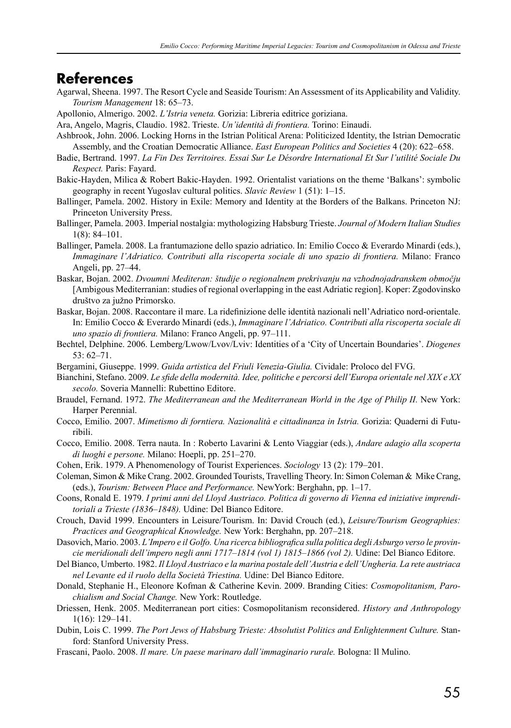## References

Agarwal, Sheena. 1997. The Resort Cycle and Seaside Tourism: An Assessment of its Applicability and Validity. *Tourism Management* 18: 65–73.

Apollonio, Almerigo. 2002. *L'Istria veneta.* Gorizia: Libreria editrice goriziana.

Ara, Angelo, Magris, Claudio. 1982. Trieste. *Un'identità di frontiera.* Torino: Einaudi.

Ashbrook, John. 2006. Locking Horns in the Istrian Political Arena: Politicized Identity, the Istrian Democratic Assembly, and the Croatian Democratic Alliance. *East European Politics and Societies* 4 (20): 622–658.

Badie, Bertrand. 1997. *La Fin Des Territoires. Essai Sur Le Désordre International Et Sur l'utilité Sociale Du Respect.* Paris: Fayard.

Bakic-Hayden, Milica & Robert Bakic-Hayden. 1992. Orientalist variations on the theme 'Balkans': symbolic geography in recent Yugoslav cultural politics. *Slavic Review* 1 (51): 1–15.

Ballinger, Pamela. 2002. History in Exile: Memory and Identity at the Borders of the Balkans. Princeton NJ: Princeton University Press.

Ballinger, Pamela. 2003. Imperial nostalgia: mythologizing Habsburg Trieste. *Journal of Modern Italian Studies* 1(8): 84–101.

Ballinger, Pamela. 2008. La frantumazione dello spazio adriatico. In: Emilio Cocco & Everardo Minardi (eds.), *Immaginare l'Adriatico. Contributi alla riscoperta sociale di uno spazio di frontiera.* Milano: Franco Angeli, pp. 27–44.

Baskar, Bojan. 2002. *Dvoumni Mediteran: študije o regionalnem prekrivanju na vzhodnojadranskem območju* [Ambigous Mediterranian: studies of regional overlapping in the east Adriatic region]. Koper: Zgodovinsko društvo za južno Primorsko.

Baskar, Bojan. 2008. Raccontare il mare. La ridefinizione delle identità nazionali nell'Adriatico nord-orientale. In: Emilio Cocco & Everardo Minardi (eds.), *Immaginare l'Adriatico. Contributi alla riscoperta sociale di uno spazio di frontiera.* Milano: Franco Angeli, pp. 97–111.

Bechtel, Delphine. 2006. Lemberg/Lwow/Lvov/Lviv: Identities of a 'City of Uncertain Boundaries'. *Diogenes* 53: 62–71.

Bergamini, Giuseppe. 1999. *Guida artistica del Friuli Venezia-Giulia.* Cividale: Proloco del FVG.

Bianchini, Stefano. 2009. *Le sfide della modernità. Idee, politiche e percorsi dell'Europa orientale nel XIX e XX secolo.* Soveria Mannelli: Rubettino Editore.

Braudel, Fernand. 1972. *The Mediterranean and the Mediterranean World in the Age of Philip II.* New York: Harper Perennial.

Cocco, Emilio. 2007. *Mimetismo di forntiera. Nazionalità e cittadinanza in Istria.* Gorizia: Quaderni di Futuribili.

Cocco, Emilio. 2008. Terra nauta. In : Roberto Lavarini & Lento Viaggiar (eds.), *Andare adagio alla scoperta di luoghi e persone.* Milano: Hoepli, pp. 251–270.

Cohen, Erik. 1979. A Phenomenology of Tourist Experiences. *Sociology* 13 (2): 179–201.

Coleman, Simon & Mike Crang. 2002. Grounded Tourists, Travelling Theory. In: Simon Coleman & Mike Crang, (eds.), *Tourism: Between Place and Performance.* NewYork: Berghahn, pp. 1–17.

Coons, Ronald E. 1979. *I primi anni del Lloyd Austriaco. Politica di governo di Vienna ed iniziative imprenditoriali a Trieste (1836–1848).* Udine: Del Bianco Editore.

Crouch, David 1999. Encounters in Leisure/Tourism. In: David Crouch (ed.), *Leisure/Tourism Geographies: Practices and Geographical Knowledge.* New York: Berghahn, pp. 207–218.

Dasovich, Mario. 2003. *L'Impero e il Golfo. Una ricerca bibliografica sulla politica degli Asburgo verso le province meridionali dell'impero negli anni 1717–1814 (vol 1) 1815–1866 (vol 2).* Udine: Del Bianco Editore.

Del Bianco, Umberto. 1982. *Il Lloyd Austriaco e la marina postale dell'Austria e dell'Ungheria. La rete austriaca nel Levante ed il ruolo della Società Triestina.* Udine: Del Bianco Editore.

Donald, Stephanie H., Eleonore Kofman & Catherine Kevin. 2009. Branding Cities: *Cosmopolitanism, Parochialism and Social Change.* New York: Routledge.

Driessen, Henk. 2005. Mediterranean port cities: Cosmopolitanism reconsidered. *History and Anthropology* 1(16): 129–141.

Dubin, Lois C. 1999. *The Port Jews of Habsburg Trieste: Absolutist Politics and Enlightenment Culture.* Stanford: Stanford University Press.

Frascani, Paolo. 2008. *Il mare. Un paese marinaro dall'immaginario rurale.* Bologna: Il Mulino.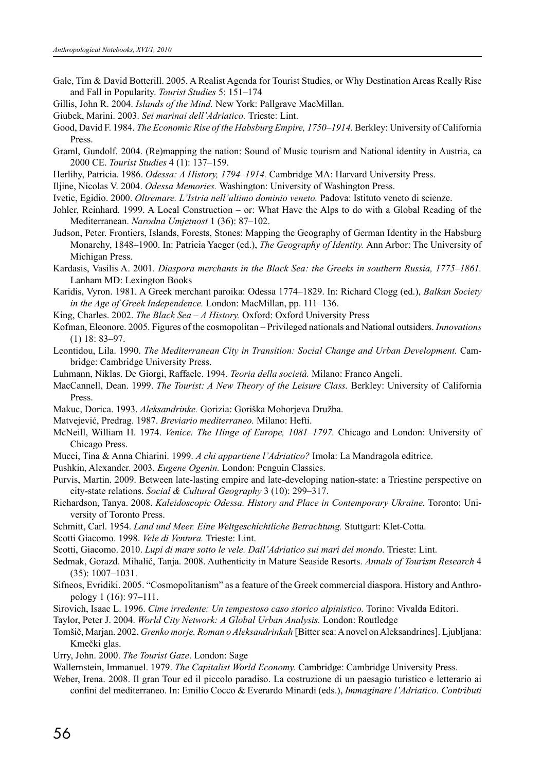Gale, Tim & David Botterill. 2005. A Realist Agenda for Tourist Studies, or Why Destination Areas Really Rise and Fall in Popularity. *Tourist Studies* 5: 151–174

Gillis, John R. 2004. *Islands of the Mind.* New York: Pallgrave MacMillan.

Giubek, Marini. 2003. *Sei marinai dell'Adriatico.* Trieste: Lint.

Good, David F. 1984. *The Economic Rise of the Habsburg Empire, 1750–1914.* Berkley: University of California Press.

Graml, Gundolf. 2004. (Re)mapping the nation: Sound of Music tourism and National identity in Austria, ca 2000 CE. *Tourist Studies* 4 (1): 137–159.

Herlihy, Patricia. 1986. *Odessa: A History, 1794–1914.* Cambridge MA: Harvard University Press.

Iljine, Nicolas V. 2004. *Odessa Memories.* Washington: University of Washington Press.

Ivetic, Egidio. 2000. *Oltremare. L'Istria nell'ultimo dominio veneto.* Padova: Istituto veneto di scienze.

Johler, Reinhard. 1999. A Local Construction – or: What Have the Alps to do with a Global Reading of the Mediterranean. *Narodna Umjetnost* 1 (36): 87–102.

Judson, Peter. Frontiers, Islands, Forests, Stones: Mapping the Geography of German Identity in the Habsburg Monarchy, 1848–1900. In: Patricia Yaeger (ed.), *The Geography of Identity.* Ann Arbor: The University of Michigan Press.

Kardasis, Vasilis A. 2001. *Diaspora merchants in the Black Sea: the Greeks in southern Russia, 1775–1861.* Lanham MD: Lexington Books

Karidis, Vyron. 1981. A Greek merchant paroika: Odessa 1774–1829. In: Richard Clogg (ed.), *Balkan Society in the Age of Greek Independence.* London: MacMillan, pp. 111–136.

King, Charles. 2002. *The Black Sea – A History.* Oxford: Oxford University Press

Kofman, Eleonore. 2005. Figures of the cosmopolitan – Privileged nationals and National outsiders. *Innovations* (1) 18: 83–97.

Leontidou, Lila. 1990. *The Mediterranean City in Transition: Social Change and Urban Development.* Cambridge: Cambridge University Press.

Luhmann, Niklas. De Giorgi, Raffaele. 1994. *Teoria della società.* Milano: Franco Angeli.

MacCannell, Dean. 1999. *The Tourist: A New Theory of the Leisure Class.* Berkley: University of California Press.

Makuc, Dorica. 1993. *Aleksandrinke.* Gorizia: Goriška Mohorjeva Družba.

Matvejević, Predrag. 1987. *Breviario mediterraneo.* Milano: Hefti.

McNeill, William H. 1974. *Venice. The Hinge of Europe, 1081–1797.* Chicago and London: University of Chicago Press.

Mucci, Tina & Anna Chiarini. 1999. *A chi appartiene l'Adriatico?* Imola: La Mandragola editrice.

Pushkin, Alexander. 2003. *Eugene Ogenin.* London: Penguin Classics.

Purvis, Martin. 2009. Between late-lasting empire and late-developing nation-state: a Triestine perspective on city-state relations. *Social & Cultural Geography* 3 (10): 299–317.

Richardson, Tanya. 2008. *Kaleidoscopic Odessa. History and Place in Contemporary Ukraine.* Toronto: University of Toronto Press.

Schmitt, Carl. 1954. *Land und Meer. Eine Weltgeschichtliche Betrachtung.* Stuttgart: Klet-Cotta.

Scotti Giacomo. 1998. *Vele di Ventura.* Trieste: Lint.

Scotti, Giacomo. 2010. *Lupi di mare sotto le vele. Dall'Adriatico sui mari del mondo.* Trieste: Lint.

Sedmak, Gorazd. Mihalič, Tanja. 2008. Authenticity in Mature Seaside Resorts. *Annals of Tourism Research* 4 (35): 1007–1031.

Sifneos, Evridiki. 2005. "Cosmopolitanism" as a feature of the Greek commercial diaspora. History and Anthropology 1 (16): 97–111.

Sirovich, Isaac L. 1996. *Cime irredente: Un tempestoso caso storico alpinistico.* Torino: Vivalda Editori.

Taylor, Peter J. 2004. *World City Network: A Global Urban Analysis.* London: Routledge

Tomšič, Marjan. 2002. *Grenko morje. Roman o Aleksandrinkah* [Bitter sea: A novel on Aleksandrines]. Ljubljana: Kmečki glas.

Urry, John. 2000. *The Tourist Gaze*. London: Sage

Wallernstein, Immanuel. 1979. *The Capitalist World Economy.* Cambridge: Cambridge University Press.

Weber, Irena. 2008. Il gran Tour ed il piccolo paradiso. La costruzione di un paesagio turistico e letterario ai confini del mediterraneo. In: Emilio Cocco & Everardo Minardi (eds.), *Immaginare l'Adriatico. Contributi*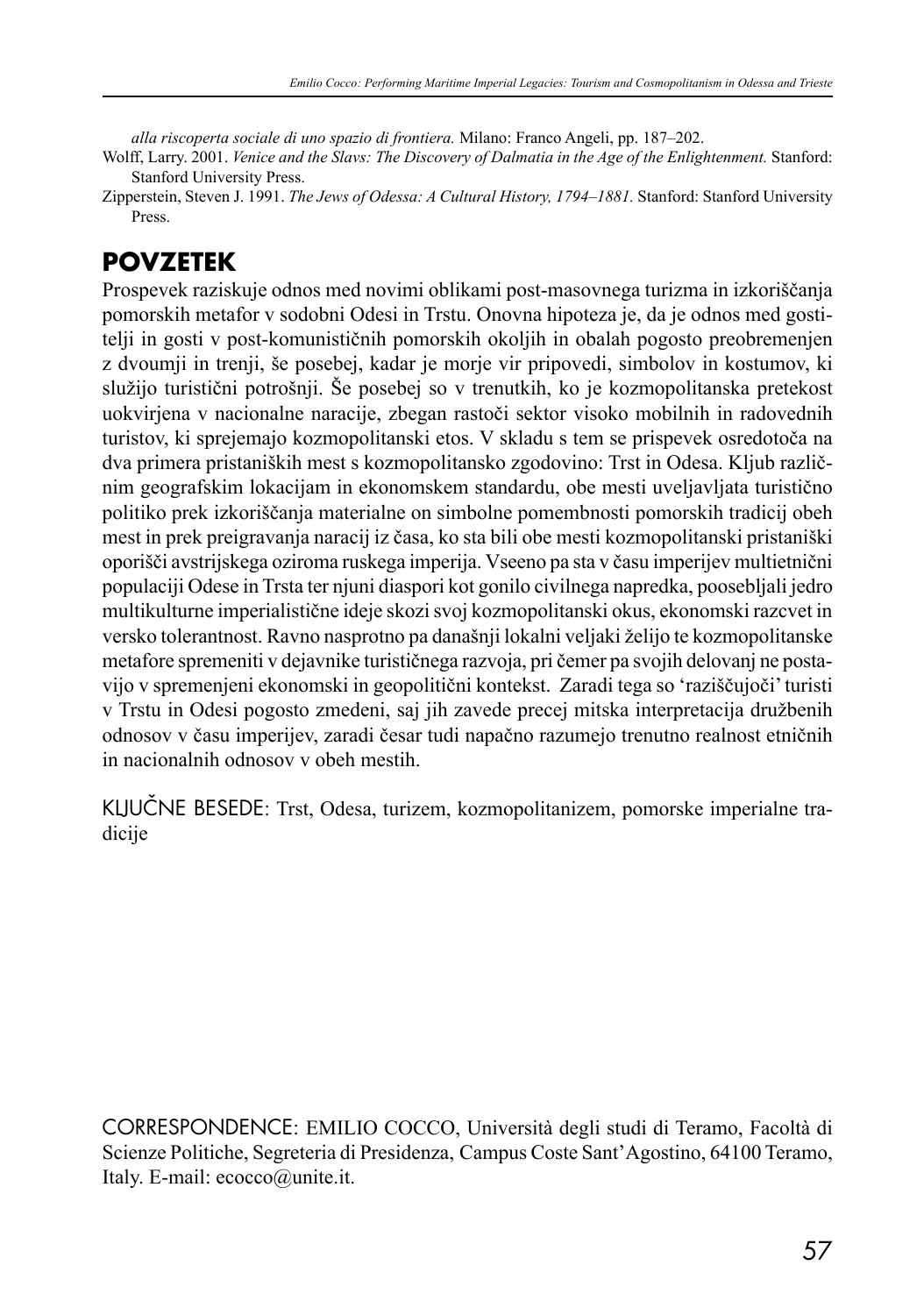*alla riscoperta sociale di uno spazio di frontiera.* Milano: Franco Angeli, pp. 187–202.

Wolff, Larry. 2001. *Venice and the Slavs: The Discovery of Dalmatia in the Age of the Enlightenment.* Stanford: Stanford University Press.

Zipperstein, Steven J. 1991. *The Jews of Odessa: A Cultural History, 1794–1881.* Stanford: Stanford University Press.

## POVZETEK

Prospevek raziskuje odnos med novimi oblikami post-masovnega turizma in izkoriščanja pomorskih metafor v sodobni Odesi in Trstu. Onovna hipoteza je, da je odnos med gostitelji in gosti v post-komunističnih pomorskih okoljih in obalah pogosto preobremenjen z dvoumji in trenji, še posebej, kadar je morje vir pripovedi, simbolov in kostumov, ki služijo turistični potrošnji. Še posebej so v trenutkih, ko je kozmopolitanska pretekost uokvirjena v nacionalne naracije, zbegan rastoči sektor visoko mobilnih in radovednih turistov, ki sprejemajo kozmopolitanski etos. V skladu s tem se prispevek osredotoča na dva primera pristaniških mest s kozmopolitansko zgodovino: Trst in Odesa. Kljub različnim geografskim lokacijam in ekonomskem standardu, obe mesti uveljavljata turistično politiko prek izkoriščanja materialne on simbolne pomembnosti pomorskih tradicij obeh mest in prek preigravanja naracij iz časa, ko sta bili obe mesti kozmopolitanski pristaniški oporišči avstrijskega oziroma ruskega imperija. Vseeno pa sta v času imperijev multietnični populaciji Odese in Trsta ter njuni diaspori kot gonilo civilnega napredka, poosebljali jedro multikulturne imperialistične ideje skozi svoj kozmopolitanski okus, ekonomski razcvet in versko tolerantnost. Ravno nasprotno pa današnji lokalni veljaki želijo te kozmopolitanske metafore spremeniti v dejavnike turističnega razvoja, pri čemer pa svojih delovanj ne postavijo v spremenjeni ekonomski in geopolitični kontekst. Zaradi tega so 'raziščujoči' turisti v Trstu in Odesi pogosto zmedeni, saj jih zavede precej mitska interpretacija družbenih odnosov v času imperijev, zaradi česar tudi napačno razumejo trenutno realnost etničnih in nacionalnih odnosov v obeh mestih.

KLJUČNE BESEDE: Trst, Odesa, turizem, kozmopolitanizem, pomorske imperialne tradicije

CORRESPONDENCE: EMILIO COCCO, Università degli studi di Teramo, Facoltà di Scienze Politiche, Segreteria di Presidenza, Campus Coste Sant'Agostino, 64100 Teramo, Italy. E-mail: ecocco@unite.it.